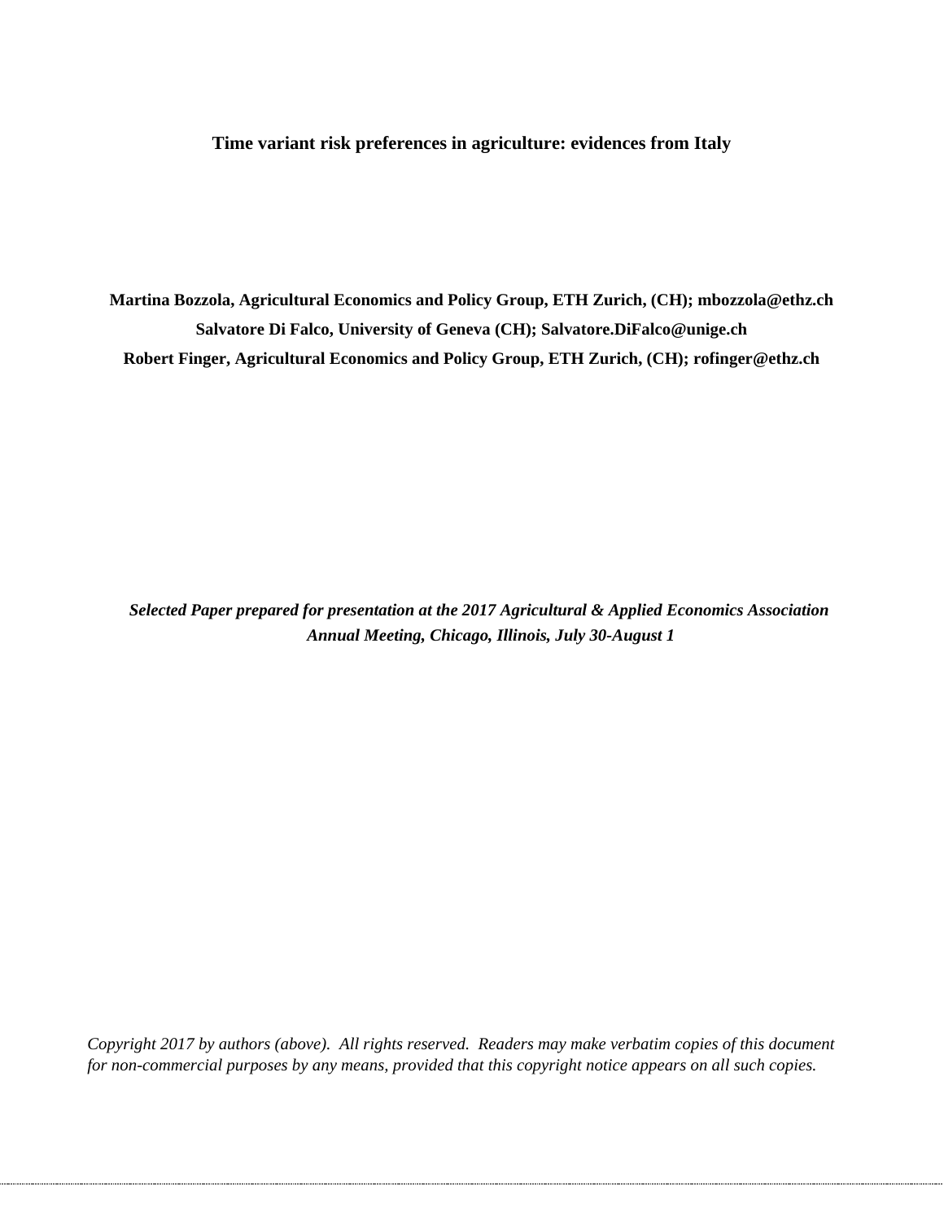# Time variant risk preferences in agriculture: evidences from Italy

**Martina Bozzola, Agricultural Economics and Policy Group, ETH Zurich, (CH); mbozzola@ethz.ch**
**Salvatore Di Falco, University of Geneva (CH); Salvatore.DiFalco@unige.ch**
**Robert Finger, Agricultural Economics and Policy Group, ETH Zurich, (CH); rofinger@ethz.ch**

***Selected Paper prepared for presentation at the 2017 Agricultural & Applied Economics Association Annual Meeting, Chicago, Illinois, July 30-August 1***

*Copyright 2017 by authors (above). All rights reserved. Readers may make verbatim copies of this document for non-commercial purposes by any means, provided that this copyright notice appears on all such copies.*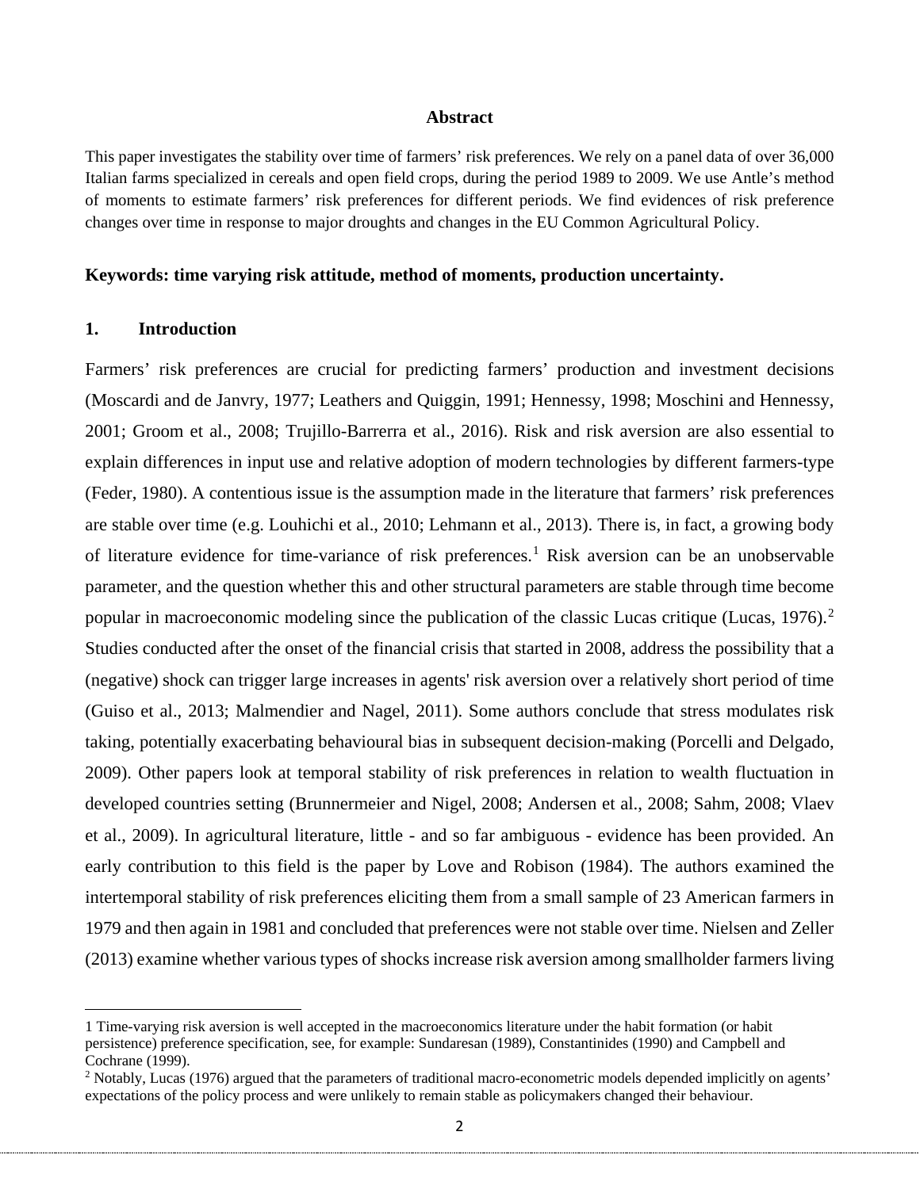**Abstract**

This paper investigates the stability over time of farmers' risk preferences. We rely on a panel data of over 36,000 Italian farms specialized in cereals and open field crops, during the period 1989 to 2009. We use Antle's method of moments to estimate farmers' risk preferences for different periods. We find evidences of risk preference changes over time in response to major droughts and changes in the EU Common Agricultural Policy.

**Keywords: time varying risk attitude, method of moments, production uncertainty.**

## 1. Introduction

Farmers' risk preferences are crucial for predicting farmers' production and investment decisions (Moscardi and de Janvry, 1977; Leathers and Quiggin, 1991; Hennessy, 1998; Moschini and Hennessy, 2001; Groom et al., 2008; Trujillo-Barrerra et al., 2016). Risk and risk aversion are also essential to explain differences in input use and relative adoption of modern technologies by different farmers-type (Feder, 1980). A contentious issue is the assumption made in the literature that farmers' risk preferences are stable over time (e.g. Louhichi et al., 2010; Lehmann et al., 2013). There is, in fact, a growing body of literature evidence for time-variance of risk preferences.[1] Risk aversion can be an unobservable parameter, and the question whether this and other structural parameters are stable through time become popular in macroeconomic modeling since the publication of the classic Lucas critique (Lucas, 1976).[2] Studies conducted after the onset of the financial crisis that started in 2008, address the possibility that a (negative) shock can trigger large increases in agents' risk aversion over a relatively short period of time (Guiso et al., 2013; Malmendier and Nagel, 2011). Some authors conclude that stress modulates risk taking, potentially exacerbating behavioural bias in subsequent decision-making (Porcelli and Delgado, 2009). Other papers look at temporal stability of risk preferences in relation to wealth fluctuation in developed countries setting (Brunnermeier and Nigel, 2008; Andersen et al., 2008; Sahm, 2008; Vlaev et al., 2009). In agricultural literature, little - and so far ambiguous - evidence has been provided. An early contribution to this field is the paper by Love and Robison (1984). The authors examined the intertemporal stability of risk preferences eliciting them from a small sample of 23 American farmers in 1979 and then again in 1981 and concluded that preferences were not stable over time. Nielsen and Zeller (2013) examine whether various types of shocks increase risk aversion among smallholder farmers living

---

1 Time-varying risk aversion is well accepted in the macroeconomics literature under the habit formation (or habit persistence) preference specification, see, for example: Sundaresan (1989), Constantinides (1990) and Campbell and Cochrane (1999).

2 Notably, Lucas (1976) argued that the parameters of traditional macro-econometric models depended implicitly on agents' expectations of the policy process and were unlikely to remain stable as policymakers changed their behaviour.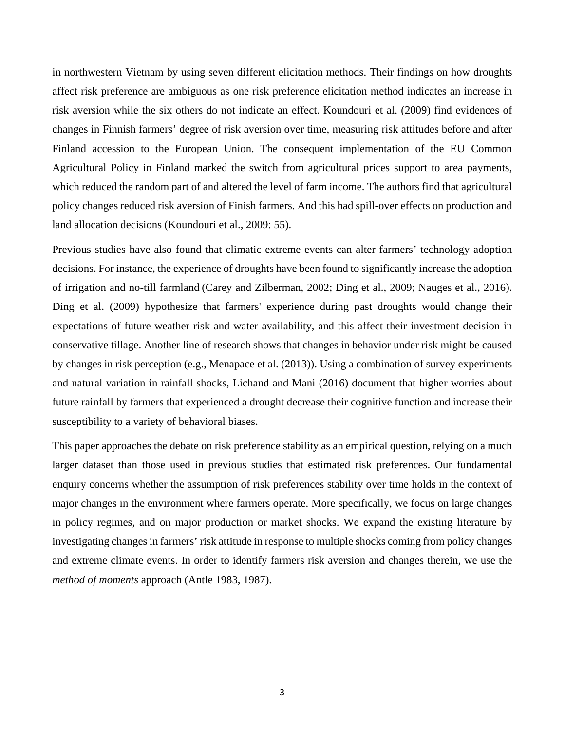in northwestern Vietnam by using seven different elicitation methods. Their findings on how droughts affect risk preference are ambiguous as one risk preference elicitation method indicates an increase in risk aversion while the six others do not indicate an effect. Koundouri et al. (2009) find evidences of changes in Finnish farmers' degree of risk aversion over time, measuring risk attitudes before and after Finland accession to the European Union. The consequent implementation of the EU Common Agricultural Policy in Finland marked the switch from agricultural prices support to area payments, which reduced the random part of and altered the level of farm income. The authors find that agricultural policy changes reduced risk aversion of Finish farmers. And this had spill-over effects on production and land allocation decisions (Koundouri et al., 2009: 55).

Previous studies have also found that climatic extreme events can alter farmers' technology adoption decisions. For instance, the experience of droughts have been found to significantly increase the adoption of irrigation and no-till farmland (Carey and Zilberman, 2002; Ding et al., 2009; Nauges et al., 2016). Ding et al. (2009) hypothesize that farmers' experience during past droughts would change their expectations of future weather risk and water availability, and this affect their investment decision in conservative tillage. Another line of research shows that changes in behavior under risk might be caused by changes in risk perception (e.g., Menapace et al. (2013)). Using a combination of survey experiments and natural variation in rainfall shocks, Lichand and Mani (2016) document that higher worries about future rainfall by farmers that experienced a drought decrease their cognitive function and increase their susceptibility to a variety of behavioral biases.

This paper approaches the debate on risk preference stability as an empirical question, relying on a much larger dataset than those used in previous studies that estimated risk preferences. Our fundamental enquiry concerns whether the assumption of risk preferences stability over time holds in the context of major changes in the environment where farmers operate. More specifically, we focus on large changes in policy regimes, and on major production or market shocks. We expand the existing literature by investigating changes in farmers' risk attitude in response to multiple shocks coming from policy changes and extreme climate events. In order to identify farmers risk aversion and changes therein, we use the *method of moments* approach (Antle 1983, 1987).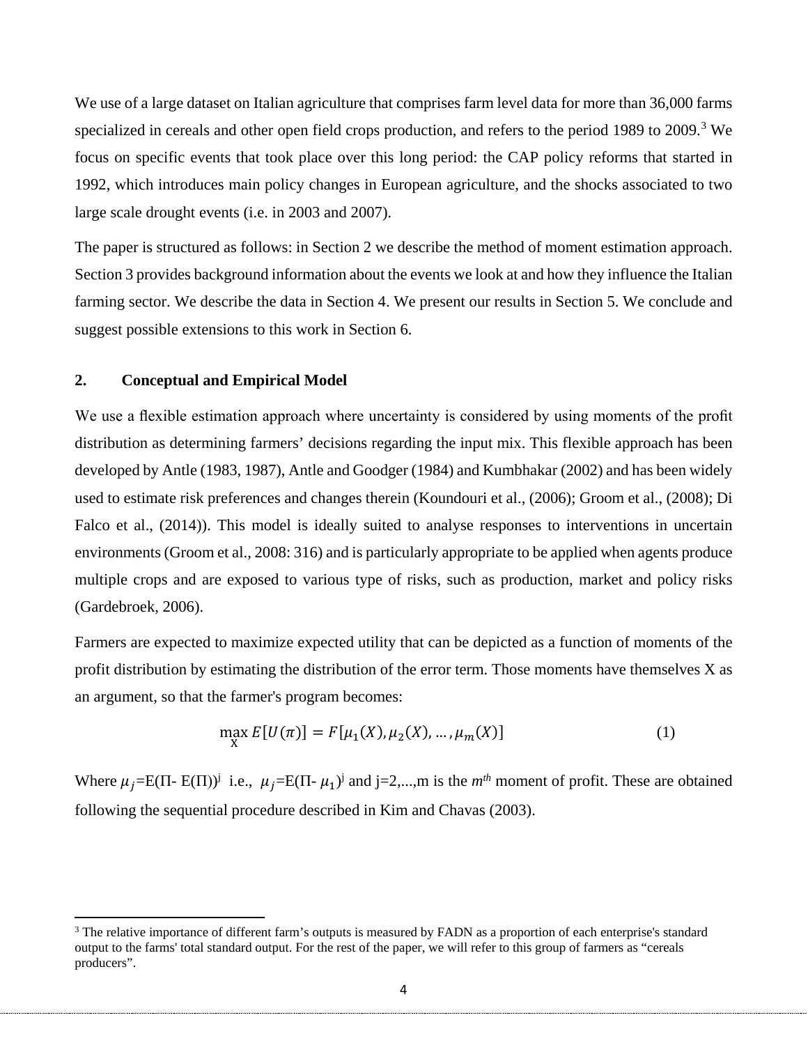We use of a large dataset on Italian agriculture that comprises farm level data for more than 36,000 farms specialized in cereals and other open field crops production, and refers to the period 1989 to 2009.[3] We focus on specific events that took place over this long period: the CAP policy reforms that started in 1992, which introduces main policy changes in European agriculture, and the shocks associated to two large scale drought events (i.e. in 2003 and 2007).

The paper is structured as follows: in Section 2 we describe the method of moment estimation approach. Section 3 provides background information about the events we look at and how they influence the Italian farming sector. We describe the data in Section 4. We present our results in Section 5. We conclude and suggest possible extensions to this work in Section 6.

## 2. Conceptual and Empirical Model

We use a flexible estimation approach where uncertainty is considered by using moments of the profit distribution as determining farmers' decisions regarding the input mix. This flexible approach has been developed by Antle (1983, 1987), Antle and Goodger (1984) and Kumbhakar (2002) and has been widely used to estimate risk preferences and changes therein (Koundouri et al., (2006); Groom et al., (2008); Di Falco et al., (2014)). This model is ideally suited to analyse responses to interventions in uncertain environments (Groom et al., 2008: 316) and is particularly appropriate to be applied when agents produce multiple crops and are exposed to various type of risks, such as production, market and policy risks (Gardebroek, 2006).

Farmers are expected to maximize expected utility that can be depicted as a function of moments of the profit distribution by estimating the distribution of the error term. Those moments have themselves X as an argument, so that the farmer's program becomes:

$$\max_{X} E[U(\pi)] = F[\mu_1(X), \mu_2(X), \dots, \mu_m(X)] \tag{1}$$

Where $\mu_j$=E(Π- E(Π))$^j$ i.e., $\mu_j$=E(Π- $\mu_1$)$^j$ and j=2,...,m is the $m^{th}$ moment of profit. These are obtained following the sequential procedure described in Kim and Chavas (2003).

[3] The relative importance of different farm's outputs is measured by FADN as a proportion of each enterprise's standard output to the farms' total standard output. For the rest of the paper, we will refer to this group of farmers as "cereals producers".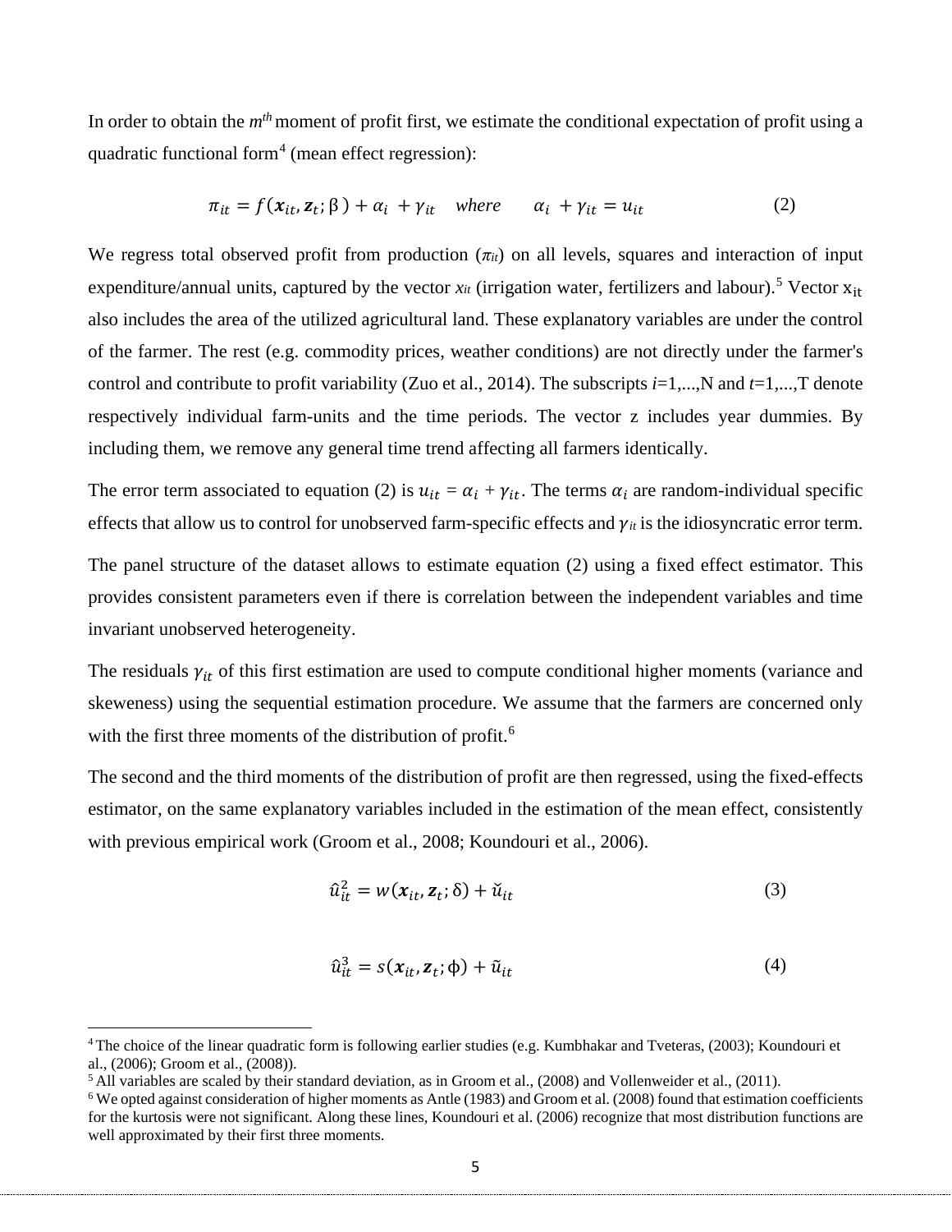In order to obtain the $m^{th}$ moment of profit first, we estimate the conditional expectation of profit using a quadratic functional form[4] (mean effect regression):

$$\pi_{it} = f(\boldsymbol{x}_{it}, \boldsymbol{z}_t; \beta) + \alpha_i + \gamma_{it} \quad where \qquad \alpha_i + \gamma_{it} = u_{it} \tag{2}$$

We regress total observed profit from production ($\pi_{it}$) on all levels, squares and interaction of input expenditure/annual units, captured by the vector $x_{it}$ (irrigation water, fertilizers and labour).[5] Vector $\mathrm{x_{it}}$ also includes the area of the utilized agricultural land. These explanatory variables are under the control of the farmer. The rest (e.g. commodity prices, weather conditions) are not directly under the farmer's control and contribute to profit variability (Zuo et al., 2014). The subscripts $i$=1,...,N and $t$=1,...,T denote respectively individual farm-units and the time periods. The vector z includes year dummies. By including them, we remove any general time trend affecting all farmers identically.

The error term associated to equation (2) is $u_{it} = \alpha_i + \gamma_{it}$. The terms $\alpha_i$ are random-individual specific effects that allow us to control for unobserved farm-specific effects and $\gamma_{it}$ is the idiosyncratic error term.

The panel structure of the dataset allows to estimate equation (2) using a fixed effect estimator. This provides consistent parameters even if there is correlation between the independent variables and time invariant unobserved heterogeneity.

The residuals $\gamma_{it}$ of this first estimation are used to compute conditional higher moments (variance and skeweness) using the sequential estimation procedure. We assume that the farmers are concerned only with the first three moments of the distribution of profit.[6]

The second and the third moments of the distribution of profit are then regressed, using the fixed-effects estimator, on the same explanatory variables included in the estimation of the mean effect, consistently with previous empirical work (Groom et al., 2008; Koundouri et al., 2006).

$$\hat{u}_{it}^2 = w(\boldsymbol{x}_{it}, \boldsymbol{z}_t; \delta) + \breve{u}_{it} \tag{3}$$

$$\hat{u}_{it}^3 = s(\boldsymbol{x}_{it}, \boldsymbol{z}_t; \phi) + \tilde{u}_{it} \tag{4}$$

---

[4] The choice of the linear quadratic form is following earlier studies (e.g. Kumbhakar and Tveteras, (2003); Koundouri et al., (2006); Groom et al., (2008)).

[5] All variables are scaled by their standard deviation, as in Groom et al., (2008) and Vollenweider et al., (2011).

[6] We opted against consideration of higher moments as Antle (1983) and Groom et al. (2008) found that estimation coefficients for the kurtosis were not significant. Along these lines, Koundouri et al. (2006) recognize that most distribution functions are well approximated by their first three moments.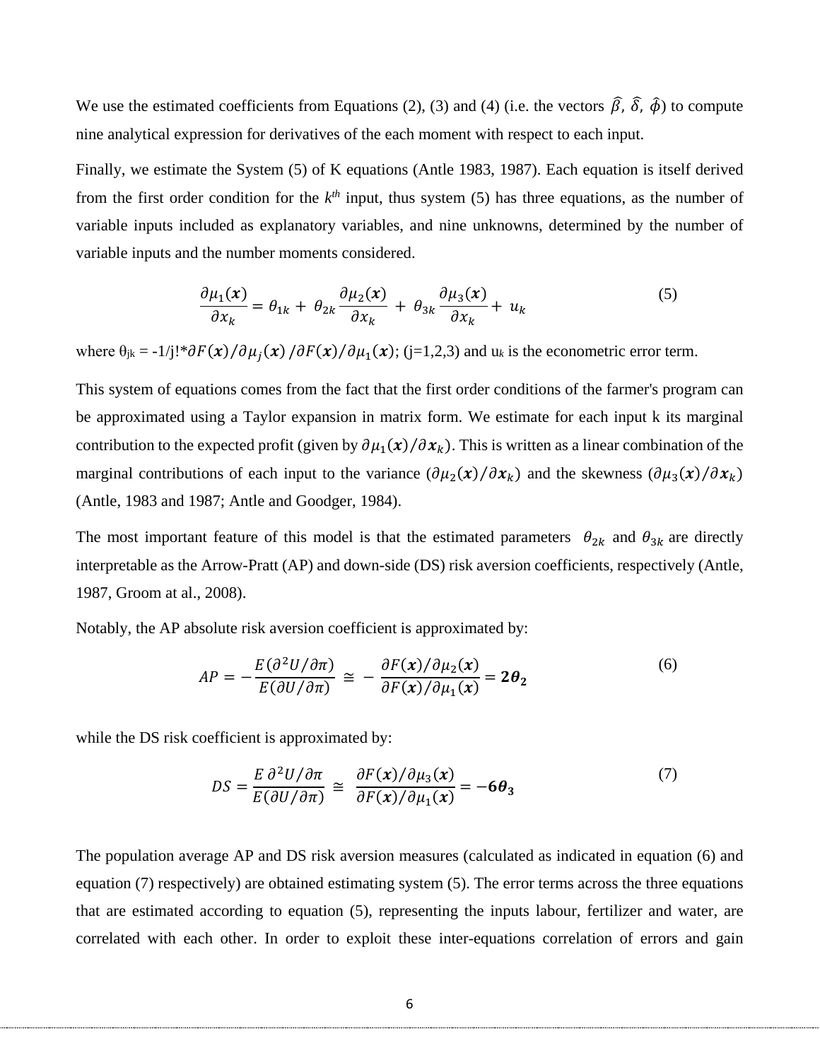We use the estimated coefficients from Equations (2), (3) and (4) (i.e. the vectors $\hat{\beta}$, $\hat{\delta}$, $\hat{\phi}$) to compute nine analytical expression for derivatives of the each moment with respect to each input.

Finally, we estimate the System (5) of K equations (Antle 1983, 1987). Each equation is itself derived from the first order condition for the $k^{th}$ input, thus system (5) has three equations, as the number of variable inputs included as explanatory variables, and nine unknowns, determined by the number of variable inputs and the number moments considered.

$$\frac{\partial \mu_1(\boldsymbol{x})}{\partial x_k} = \theta_{1k} + \theta_{2k}\frac{\partial \mu_2(\boldsymbol{x})}{\partial x_k} + \theta_{3k}\frac{\partial \mu_3(\boldsymbol{x})}{\partial x_k} + u_k \tag{5}$$

where $\theta_{jk} = -1/j!*\partial F(\boldsymbol{x})/\partial \mu_j(\boldsymbol{x})\,/\partial F(\boldsymbol{x})/\partial \mu_1(\boldsymbol{x})$; (j=1,2,3) and $u_k$ is the econometric error term.

This system of equations comes from the fact that the first order conditions of the farmer's program can be approximated using a Taylor expansion in matrix form. We estimate for each input k its marginal contribution to the expected profit (given by $\partial \mu_1(\boldsymbol{x})/\partial \boldsymbol{x}_k$). This is written as a linear combination of the marginal contributions of each input to the variance ($\partial \mu_2(\boldsymbol{x})/\partial \boldsymbol{x}_k$) and the skewness ($\partial \mu_3(\boldsymbol{x})/\partial \boldsymbol{x}_k$) (Antle, 1983 and 1987; Antle and Goodger, 1984).

The most important feature of this model is that the estimated parameters $\theta_{2k}$ and $\theta_{3k}$ are directly interpretable as the Arrow-Pratt (AP) and down-side (DS) risk aversion coefficients, respectively (Antle, 1987, Groom at al., 2008).

Notably, the AP absolute risk aversion coefficient is approximated by:

$$AP = -\frac{E(\partial^2 U/\partial \pi)}{E(\partial U/\partial \pi)} \cong -\frac{\partial F(\boldsymbol{x})/\partial \mu_2(\boldsymbol{x})}{\partial F(\boldsymbol{x})/\partial \mu_1(\boldsymbol{x})} = \boldsymbol{2\theta_2} \tag{6}$$

while the DS risk coefficient is approximated by:

$$DS = \frac{E\,\partial^2 U/\partial \pi}{E(\partial U/\partial \pi)} \cong \frac{\partial F(\boldsymbol{x})/\partial \mu_3(\boldsymbol{x})}{\partial F(\boldsymbol{x})/\partial \mu_1(\boldsymbol{x})} = \boldsymbol{-6\theta_3} \tag{7}$$

The population average AP and DS risk aversion measures (calculated as indicated in equation (6) and equation (7) respectively) are obtained estimating system (5). The error terms across the three equations that are estimated according to equation (5), representing the inputs labour, fertilizer and water, are correlated with each other. In order to exploit these inter-equations correlation of errors and gain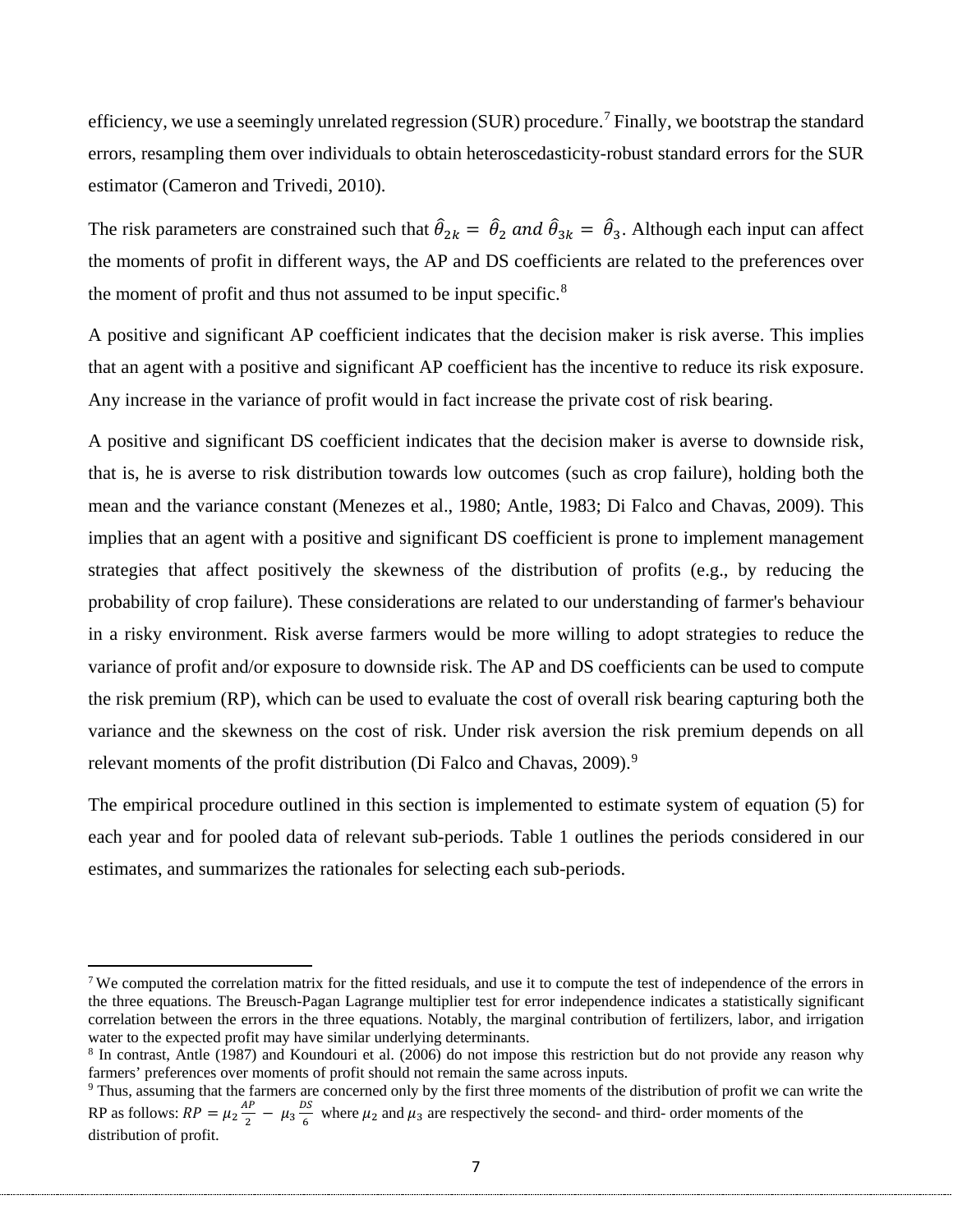efficiency, we use a seemingly unrelated regression (SUR) procedure.[7] Finally, we bootstrap the standard errors, resampling them over individuals to obtain heteroscedasticity-robust standard errors for the SUR estimator (Cameron and Trivedi, 2010).

The risk parameters are constrained such that $\hat{\theta}_{2k} = \hat{\theta}_2$ and $\hat{\theta}_{3k} = \hat{\theta}_3$. Although each input can affect the moments of profit in different ways, the AP and DS coefficients are related to the preferences over the moment of profit and thus not assumed to be input specific.[8]

A positive and significant AP coefficient indicates that the decision maker is risk averse. This implies that an agent with a positive and significant AP coefficient has the incentive to reduce its risk exposure. Any increase in the variance of profit would in fact increase the private cost of risk bearing.

A positive and significant DS coefficient indicates that the decision maker is averse to downside risk, that is, he is averse to risk distribution towards low outcomes (such as crop failure), holding both the mean and the variance constant (Menezes et al., 1980; Antle, 1983; Di Falco and Chavas, 2009). This implies that an agent with a positive and significant DS coefficient is prone to implement management strategies that affect positively the skewness of the distribution of profits (e.g., by reducing the probability of crop failure). These considerations are related to our understanding of farmer's behaviour in a risky environment. Risk averse farmers would be more willing to adopt strategies to reduce the variance of profit and/or exposure to downside risk. The AP and DS coefficients can be used to compute the risk premium (RP), which can be used to evaluate the cost of overall risk bearing capturing both the variance and the skewness on the cost of risk. Under risk aversion the risk premium depends on all relevant moments of the profit distribution (Di Falco and Chavas, 2009).[9]

The empirical procedure outlined in this section is implemented to estimate system of equation (5) for each year and for pooled data of relevant sub-periods. Table 1 outlines the periods considered in our estimates, and summarizes the rationales for selecting each sub-periods.

---

[7] We computed the correlation matrix for the fitted residuals, and use it to compute the test of independence of the errors in the three equations. The Breusch-Pagan Lagrange multiplier test for error independence indicates a statistically significant correlation between the errors in the three equations. Notably, the marginal contribution of fertilizers, labor, and irrigation water to the expected profit may have similar underlying determinants.

[8] In contrast, Antle (1987) and Koundouri et al. (2006) do not impose this restriction but do not provide any reason why farmers' preferences over moments of profit should not remain the same across inputs.

[9] Thus, assuming that the farmers are concerned only by the first three moments of the distribution of profit we can write the RP as follows: $RP = \mu_2 \frac{AP}{2} - \mu_3 \frac{DS}{6}$ where $\mu_2$ and $\mu_3$ are respectively the second- and third- order moments of the distribution of profit.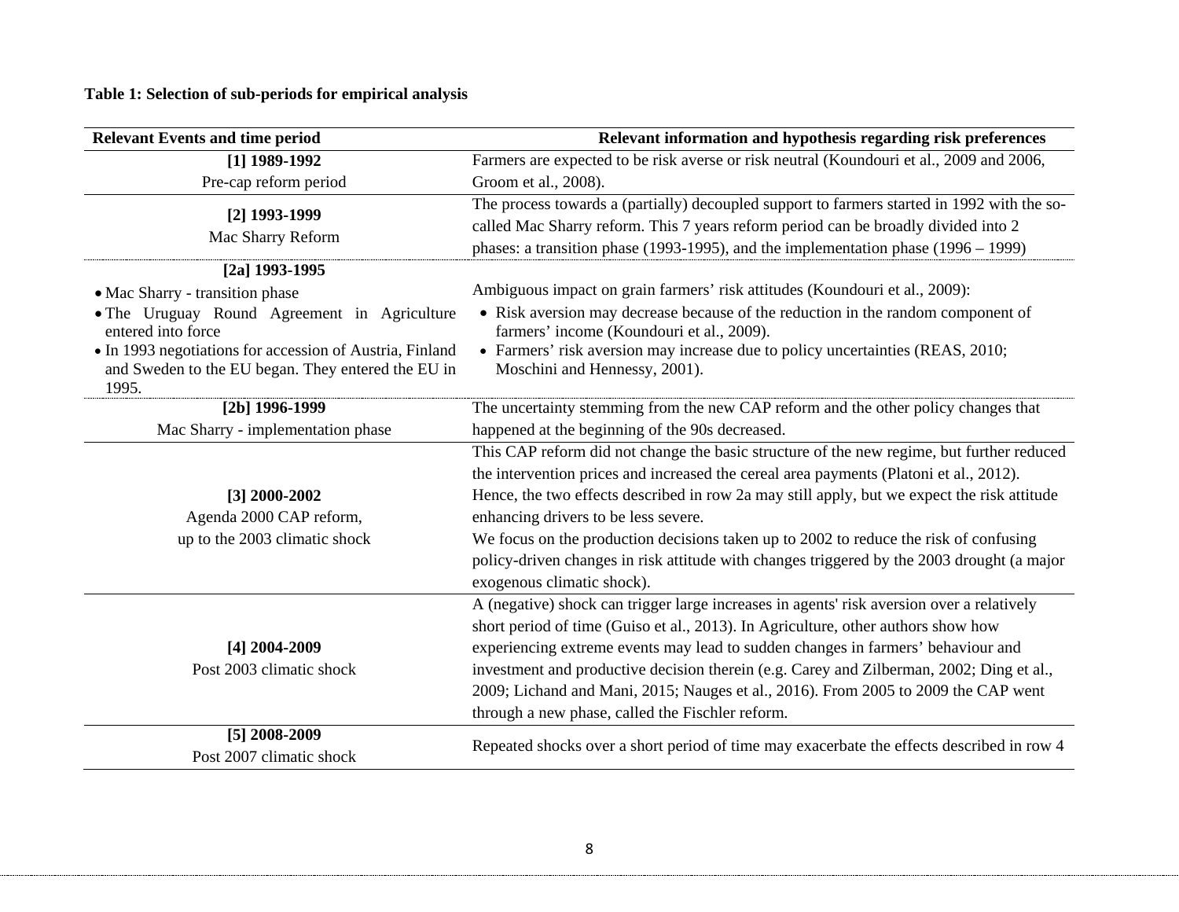**Table 1: Selection of sub-periods for empirical analysis**

| Relevant Events and time period | Relevant information and hypothesis regarding risk preferences |
|---|---|
| **[1] 1989-1992**<br>Pre-cap reform period | Farmers are expected to be risk averse or risk neutral (Koundouri et al., 2009 and 2006, Groom et al., 2008). |
| **[2] 1993-1999**<br>Mac Sharry Reform | The process towards a (partially) decoupled support to farmers started in 1992 with the so-called Mac Sharry reform. This 7 years reform period can be broadly divided into 2 phases: a transition phase (1993-1995), and the implementation phase (1996 – 1999) |
| **[2a] 1993-1995**<br>• Mac Sharry - transition phase<br>• The Uruguay Round Agreement in Agriculture entered into force<br>• In 1993 negotiations for accession of Austria, Finland and Sweden to the EU began. They entered the EU in 1995. | Ambiguous impact on grain farmers' risk attitudes (Koundouri et al., 2009):<br>• Risk aversion may decrease because of the reduction in the random component of farmers' income (Koundouri et al., 2009).<br>• Farmers' risk aversion may increase due to policy uncertainties (REAS, 2010; Moschini and Hennessy, 2001). |
| **[2b] 1996-1999**<br>Mac Sharry - implementation phase | The uncertainty stemming from the new CAP reform and the other policy changes that happened at the beginning of the 90s decreased. |
| **[3] 2000-2002**<br>Agenda 2000 CAP reform,<br>up to the 2003 climatic shock | This CAP reform did not change the basic structure of the new regime, but further reduced the intervention prices and increased the cereal area payments (Platoni et al., 2012). Hence, the two effects described in row 2a may still apply, but we expect the risk attitude enhancing drivers to be less severe.<br>We focus on the production decisions taken up to 2002 to reduce the risk of confusing policy-driven changes in risk attitude with changes triggered by the 2003 drought (a major exogenous climatic shock). |
| **[4] 2004-2009**<br>Post 2003 climatic shock | A (negative) shock can trigger large increases in agents' risk aversion over a relatively short period of time (Guiso et al., 2013). In Agriculture, other authors show how experiencing extreme events may lead to sudden changes in farmers' behaviour and investment and productive decision therein (e.g. Carey and Zilberman, 2002; Ding et al., 2009; Lichand and Mani, 2015; Nauges et al., 2016). From 2005 to 2009 the CAP went through a new phase, called the Fischler reform. |
| **[5] 2008-2009**<br>Post 2007 climatic shock | Repeated shocks over a short period of time may exacerbate the effects described in row 4 |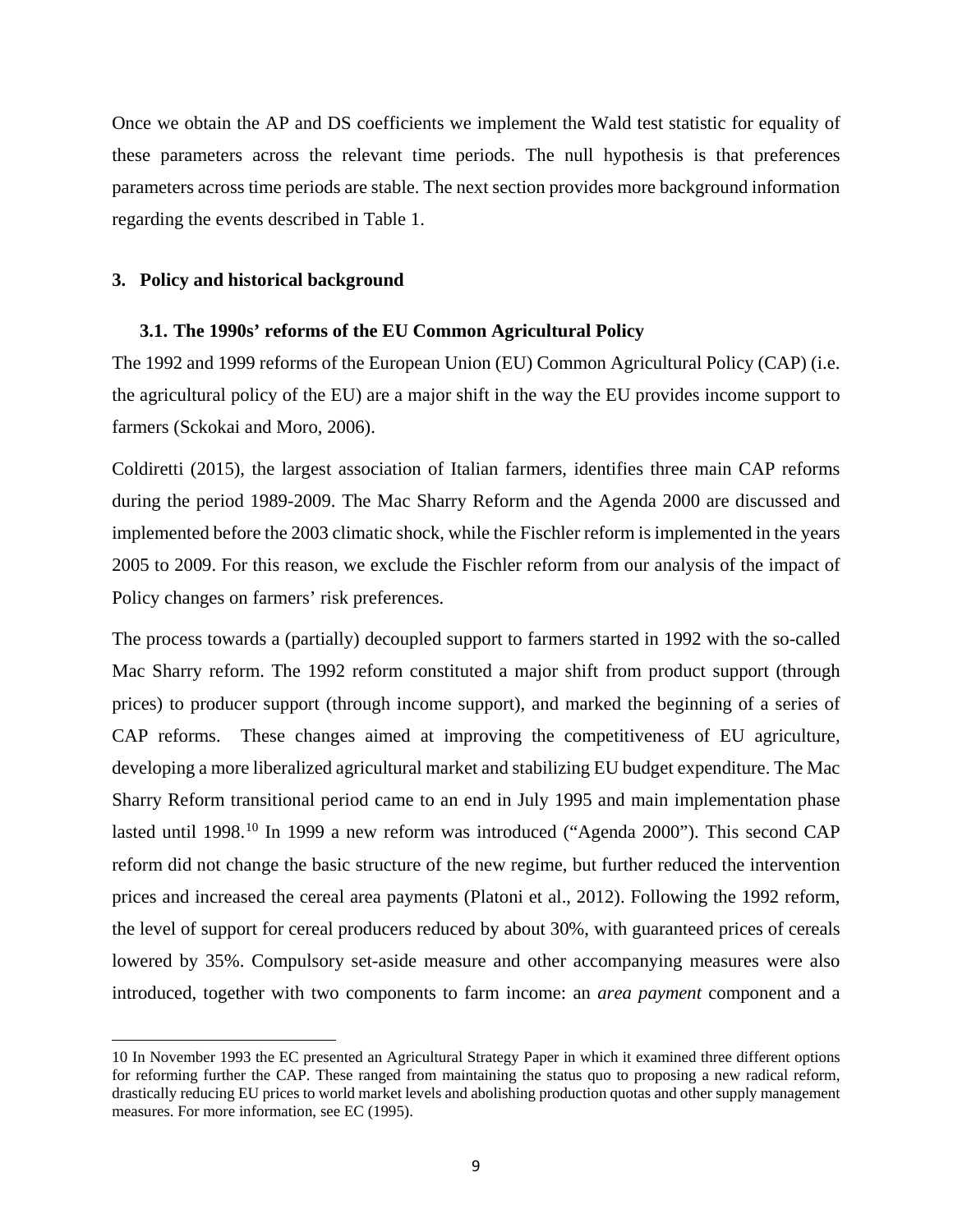Once we obtain the AP and DS coefficients we implement the Wald test statistic for equality of these parameters across the relevant time periods. The null hypothesis is that preferences parameters across time periods are stable. The next section provides more background information regarding the events described in Table 1.

## 3. Policy and historical background

### 3.1. The 1990s' reforms of the EU Common Agricultural Policy

The 1992 and 1999 reforms of the European Union (EU) Common Agricultural Policy (CAP) (i.e. the agricultural policy of the EU) are a major shift in the way the EU provides income support to farmers (Sckokai and Moro, 2006).

Coldiretti (2015), the largest association of Italian farmers, identifies three main CAP reforms during the period 1989-2009. The Mac Sharry Reform and the Agenda 2000 are discussed and implemented before the 2003 climatic shock, while the Fischler reform is implemented in the years 2005 to 2009. For this reason, we exclude the Fischler reform from our analysis of the impact of Policy changes on farmers' risk preferences.

The process towards a (partially) decoupled support to farmers started in 1992 with the so-called Mac Sharry reform. The 1992 reform constituted a major shift from product support (through prices) to producer support (through income support), and marked the beginning of a series of CAP reforms. These changes aimed at improving the competitiveness of EU agriculture, developing a more liberalized agricultural market and stabilizing EU budget expenditure. The Mac Sharry Reform transitional period came to an end in July 1995 and main implementation phase lasted until 1998.[10] In 1999 a new reform was introduced ("Agenda 2000"). This second CAP reform did not change the basic structure of the new regime, but further reduced the intervention prices and increased the cereal area payments (Platoni et al., 2012). Following the 1992 reform, the level of support for cereal producers reduced by about 30%, with guaranteed prices of cereals lowered by 35%. Compulsory set-aside measure and other accompanying measures were also introduced, together with two components to farm income: an *area payment* component and a

[10] In November 1993 the EC presented an Agricultural Strategy Paper in which it examined three different options for reforming further the CAP. These ranged from maintaining the status quo to proposing a new radical reform, drastically reducing EU prices to world market levels and abolishing production quotas and other supply management measures. For more information, see EC (1995).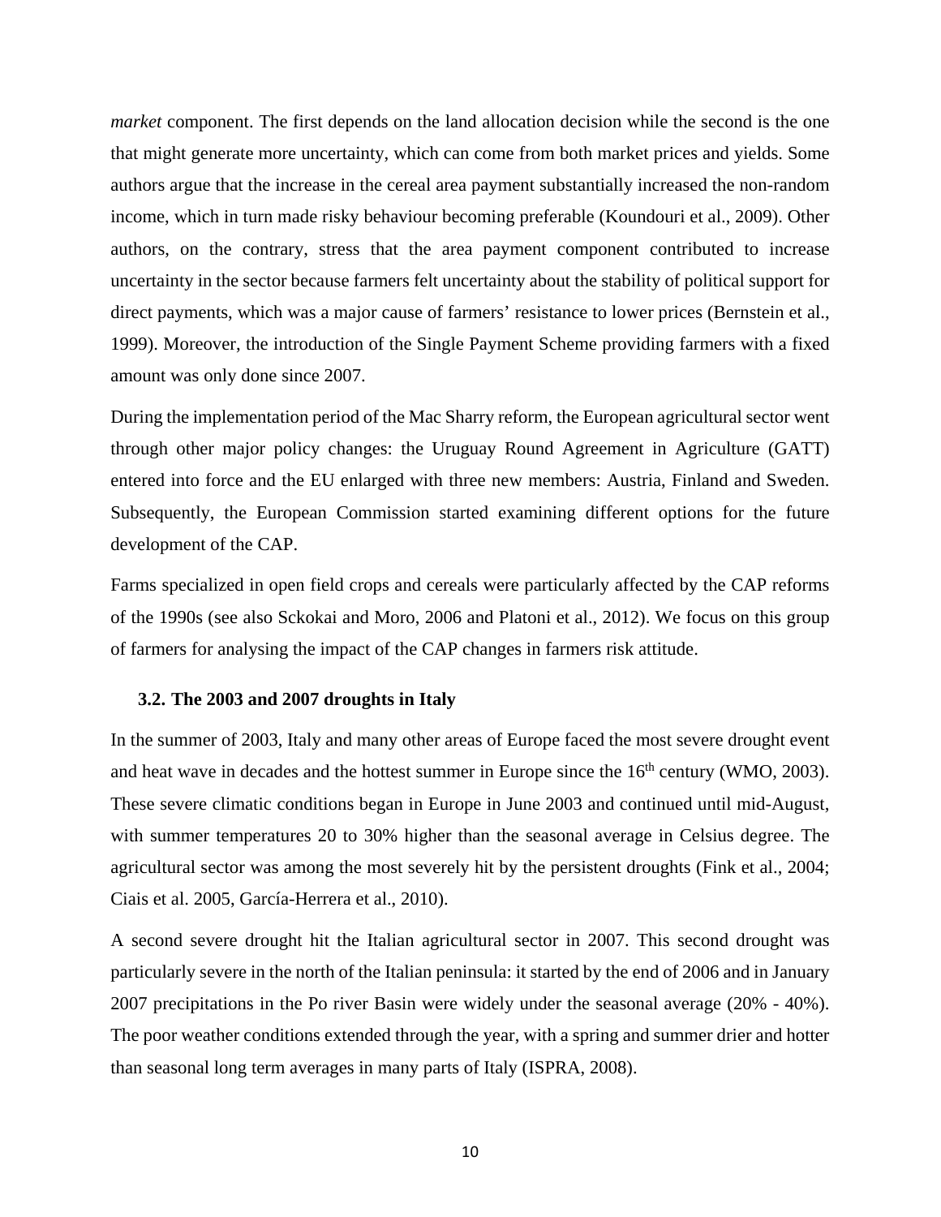*market* component. The first depends on the land allocation decision while the second is the one that might generate more uncertainty, which can come from both market prices and yields. Some authors argue that the increase in the cereal area payment substantially increased the non-random income, which in turn made risky behaviour becoming preferable (Koundouri et al., 2009). Other authors, on the contrary, stress that the area payment component contributed to increase uncertainty in the sector because farmers felt uncertainty about the stability of political support for direct payments, which was a major cause of farmers' resistance to lower prices (Bernstein et al., 1999). Moreover, the introduction of the Single Payment Scheme providing farmers with a fixed amount was only done since 2007.

During the implementation period of the Mac Sharry reform, the European agricultural sector went through other major policy changes: the Uruguay Round Agreement in Agriculture (GATT) entered into force and the EU enlarged with three new members: Austria, Finland and Sweden. Subsequently, the European Commission started examining different options for the future development of the CAP.

Farms specialized in open field crops and cereals were particularly affected by the CAP reforms of the 1990s (see also Sckokai and Moro, 2006 and Platoni et al., 2012). We focus on this group of farmers for analysing the impact of the CAP changes in farmers risk attitude.

### 3.2. The 2003 and 2007 droughts in Italy

In the summer of 2003, Italy and many other areas of Europe faced the most severe drought event and heat wave in decades and the hottest summer in Europe since the 16th century (WMO, 2003). These severe climatic conditions began in Europe in June 2003 and continued until mid-August, with summer temperatures 20 to 30% higher than the seasonal average in Celsius degree. The agricultural sector was among the most severely hit by the persistent droughts (Fink et al., 2004; Ciais et al. 2005, García-Herrera et al., 2010).

A second severe drought hit the Italian agricultural sector in 2007. This second drought was particularly severe in the north of the Italian peninsula: it started by the end of 2006 and in January 2007 precipitations in the Po river Basin were widely under the seasonal average (20% - 40%). The poor weather conditions extended through the year, with a spring and summer drier and hotter than seasonal long term averages in many parts of Italy (ISPRA, 2008).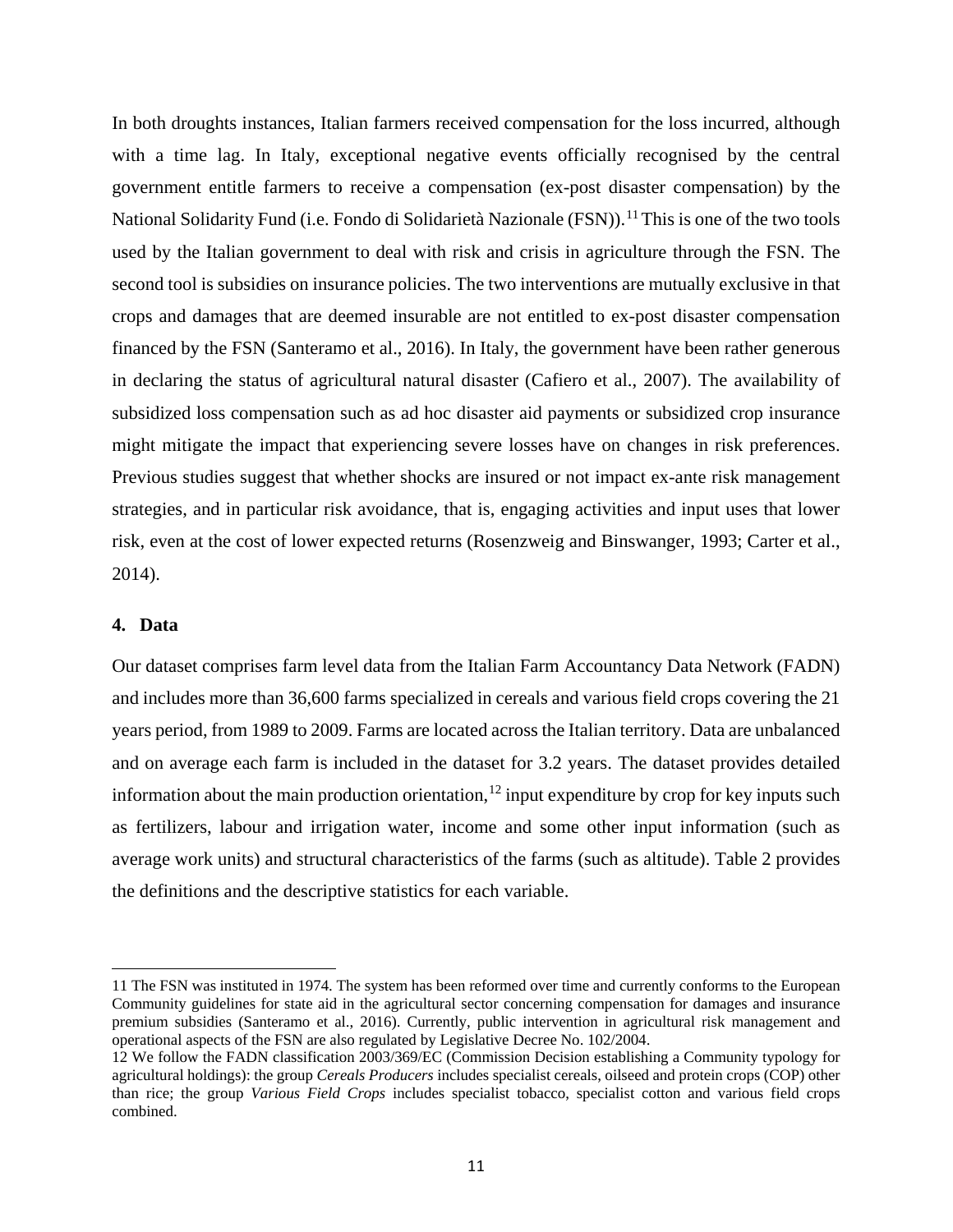In both droughts instances, Italian farmers received compensation for the loss incurred, although with a time lag. In Italy, exceptional negative events officially recognised by the central government entitle farmers to receive a compensation (ex-post disaster compensation) by the National Solidarity Fund (i.e. Fondo di Solidarietà Nazionale (FSN)).[11] This is one of the two tools used by the Italian government to deal with risk and crisis in agriculture through the FSN. The second tool is subsidies on insurance policies. The two interventions are mutually exclusive in that crops and damages that are deemed insurable are not entitled to ex-post disaster compensation financed by the FSN (Santeramo et al., 2016). In Italy, the government have been rather generous in declaring the status of agricultural natural disaster (Cafiero et al., 2007). The availability of subsidized loss compensation such as ad hoc disaster aid payments or subsidized crop insurance might mitigate the impact that experiencing severe losses have on changes in risk preferences. Previous studies suggest that whether shocks are insured or not impact ex-ante risk management strategies, and in particular risk avoidance, that is, engaging activities and input uses that lower risk, even at the cost of lower expected returns (Rosenzweig and Binswanger, 1993; Carter et al., 2014).

## 4. Data

Our dataset comprises farm level data from the Italian Farm Accountancy Data Network (FADN) and includes more than 36,600 farms specialized in cereals and various field crops covering the 21 years period, from 1989 to 2009. Farms are located across the Italian territory. Data are unbalanced and on average each farm is included in the dataset for 3.2 years. The dataset provides detailed information about the main production orientation,[12] input expenditure by crop for key inputs such as fertilizers, labour and irrigation water, income and some other input information (such as average work units) and structural characteristics of the farms (such as altitude). Table 2 provides the definitions and the descriptive statistics for each variable.

---

11 The FSN was instituted in 1974. The system has been reformed over time and currently conforms to the European Community guidelines for state aid in the agricultural sector concerning compensation for damages and insurance premium subsidies (Santeramo et al., 2016). Currently, public intervention in agricultural risk management and operational aspects of the FSN are also regulated by Legislative Decree No. 102/2004.

12 We follow the FADN classification 2003/369/EC (Commission Decision establishing a Community typology for agricultural holdings): the group *Cereals Producers* includes specialist cereals, oilseed and protein crops (COP) other than rice; the group *Various Field Crops* includes specialist tobacco, specialist cotton and various field crops combined.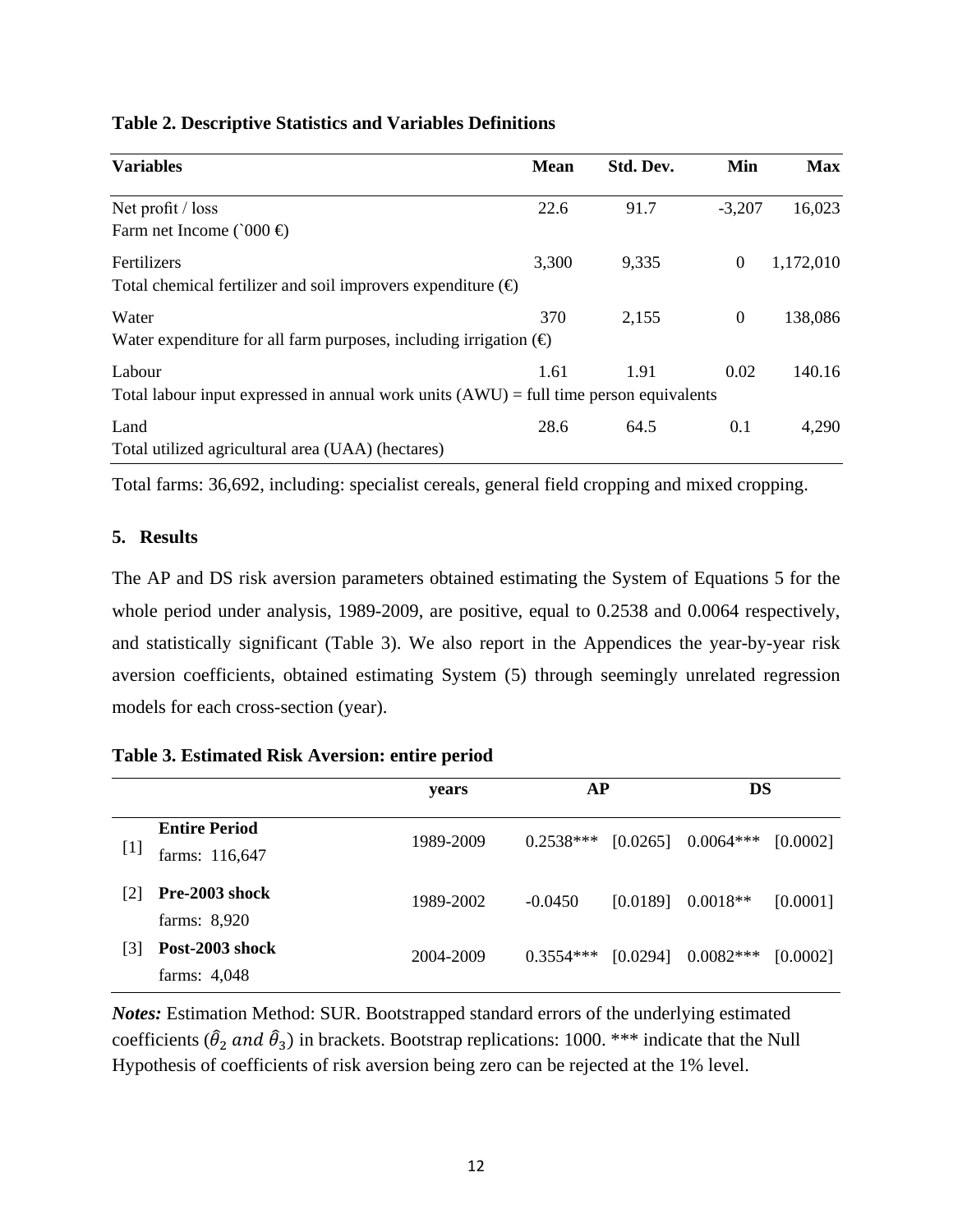**Table 2. Descriptive Statistics and Variables Definitions**

| Variables | Mean | Std. Dev. | Min | Max |
|---|---|---|---|---|
| Net profit / loss<br>Farm net Income (`000 €) | 22.6 | 91.7 | -3,207 | 16,023 |
| Fertilizers<br>Total chemical fertilizer and soil improvers expenditure (€) | 3,300 | 9,335 | 0 | 1,172,010 |
| Water<br>Water expenditure for all farm purposes, including irrigation (€) | 370 | 2,155 | 0 | 138,086 |
| Labour<br>Total labour input expressed in annual work units (AWU) = full time person equivalents | 1.61 | 1.91 | 0.02 | 140.16 |
| Land<br>Total utilized agricultural area (UAA) (hectares) | 28.6 | 64.5 | 0.1 | 4,290 |

Total farms: 36,692, including: specialist cereals, general field cropping and mixed cropping.

## 5. Results

The AP and DS risk aversion parameters obtained estimating the System of Equations 5 for the whole period under analysis, 1989-2009, are positive, equal to 0.2538 and 0.0064 respectively, and statistically significant (Table 3). We also report in the Appendices the year-by-year risk aversion coefficients, obtained estimating System (5) through seemingly unrelated regression models for each cross-section (year).

**Table 3. Estimated Risk Aversion: entire period**

| | | years | AP | | DS | |
|---|---|---|---|---|---|---|
| [1] | **Entire Period**<br>farms: 116,647 | 1989-2009 | 0.2538*** | [0.0265] | 0.0064*** | [0.0002] |
| [2] | **Pre-2003 shock**<br>farms: 8,920 | 1989-2002 | -0.0450 | [0.0189] | 0.0018** | [0.0001] |
| [3] | **Post-2003 shock**<br>farms: 4,048 | 2004-2009 | 0.3554*** | [0.0294] | 0.0082*** | [0.0002] |

***Notes:*** Estimation Method: SUR. Bootstrapped standard errors of the underlying estimated coefficients ($\hat{\theta}_2$ *and* $\hat{\theta}_3$) in brackets. Bootstrap replications: 1000. *** indicate that the Null Hypothesis of coefficients of risk aversion being zero can be rejected at the 1% level.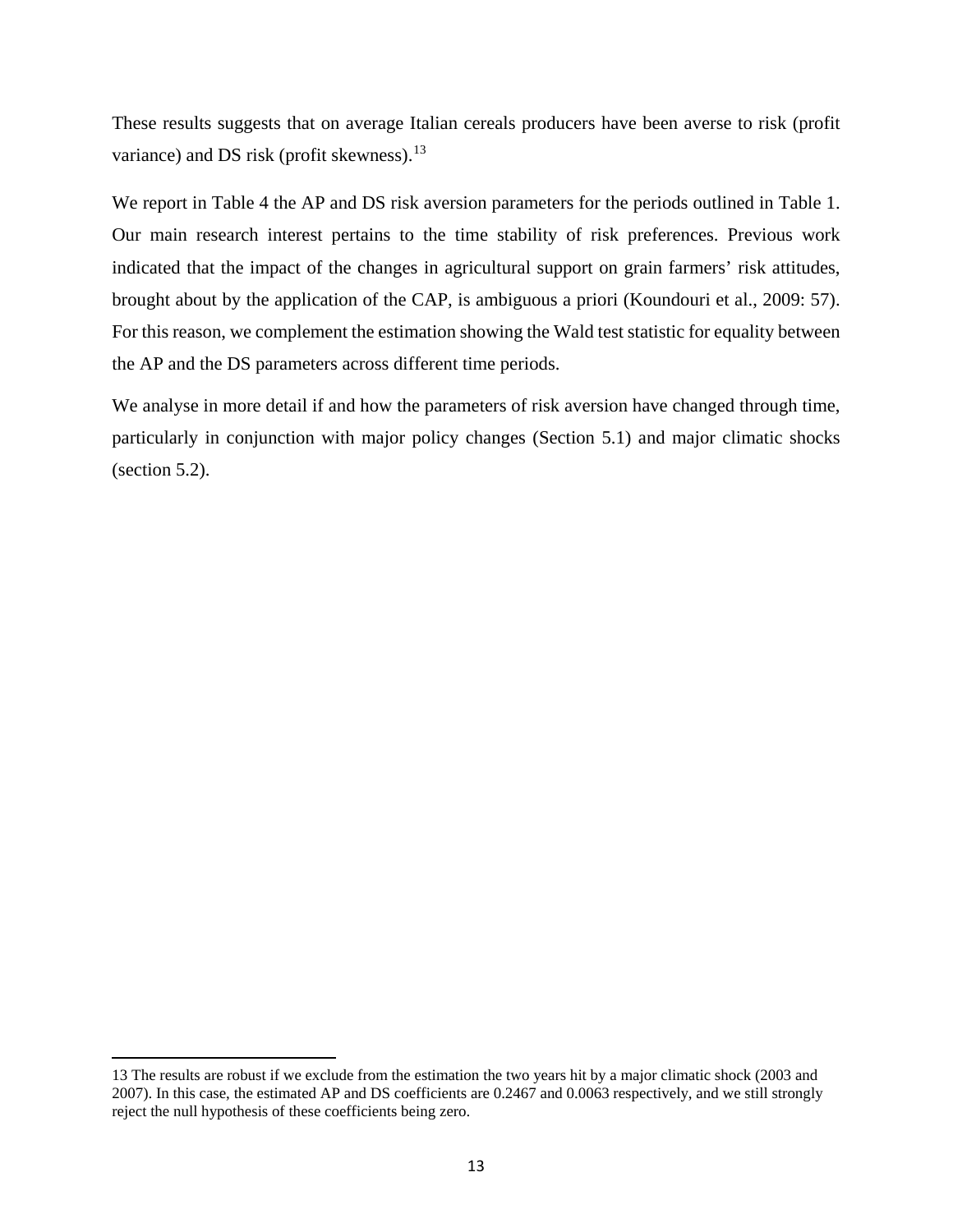These results suggests that on average Italian cereals producers have been averse to risk (profit variance) and DS risk (profit skewness).[13]

We report in Table 4 the AP and DS risk aversion parameters for the periods outlined in Table 1. Our main research interest pertains to the time stability of risk preferences. Previous work indicated that the impact of the changes in agricultural support on grain farmers' risk attitudes, brought about by the application of the CAP, is ambiguous a priori (Koundouri et al., 2009: 57). For this reason, we complement the estimation showing the Wald test statistic for equality between the AP and the DS parameters across different time periods.

We analyse in more detail if and how the parameters of risk aversion have changed through time, particularly in conjunction with major policy changes (Section 5.1) and major climatic shocks (section 5.2).

---

13 The results are robust if we exclude from the estimation the two years hit by a major climatic shock (2003 and 2007). In this case, the estimated AP and DS coefficients are 0.2467 and 0.0063 respectively, and we still strongly reject the null hypothesis of these coefficients being zero.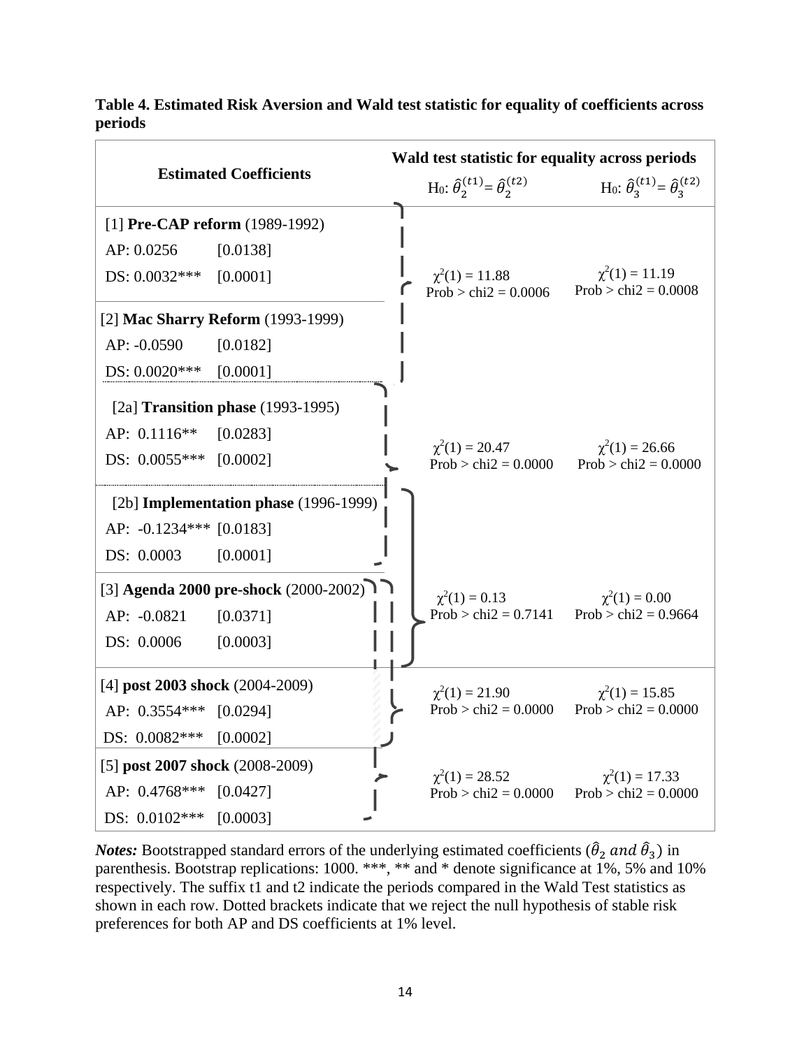**Table 4. Estimated Risk Aversion and Wald test statistic for equality of coefficients across periods**

| Estimated Coefficients | | Wald test statistic for equality across periods | |
|---|---|---|---|
| | | H0: $\hat{\theta}_2^{(t1)} = \hat{\theta}_2^{(t2)}$ | H0: $\hat{\theta}_3^{(t1)} = \hat{\theta}_3^{(t2)}$ |
| [1] **Pre-CAP reform** (1989-1992) | | | |
| AP: 0.0256 | [0.0138] | | |
| DS: 0.0032*** | [0.0001] | $\chi^2(1) = 11.88$ Prob > chi2 = 0.0006 | $\chi^2(1) = 11.19$ Prob > chi2 = 0.0008 |
| [2] **Mac Sharry Reform** (1993-1999) | | | |
| AP: -0.0590 | [0.0182] | | |
| DS: 0.0020*** | [0.0001] | | |
| [2a] **Transition phase** (1993-1995) | | | |
| AP: 0.1116** | [0.0283] | | |
| DS: 0.0055*** | [0.0002] | $\chi^2(1) = 20.47$ Prob > chi2 = 0.0000 | $\chi^2(1) = 26.66$ Prob > chi2 = 0.0000 |
| [2b] **Implementation phase** (1996-1999) | | | |
| AP: -0.1234*** | [0.0183] | | |
| DS: 0.0003 | [0.0001] | | |
| [3] **Agenda 2000 pre-shock** (2000-2002) | | $\chi^2(1) = 0.13$ Prob > chi2 = 0.7141 | $\chi^2(1) = 0.00$ Prob > chi2 = 0.9664 |
| AP: -0.0821 | [0.0371] | | |
| DS: 0.0006 | [0.0003] | | |
| [4] **post 2003 shock** (2004-2009) | | $\chi^2(1) = 21.90$ Prob > chi2 = 0.0000 | $\chi^2(1) = 15.85$ Prob > chi2 = 0.0000 |
| AP: 0.3554*** | [0.0294] | | |
| DS: 0.0082*** | [0.0002] | | |
| [5] **post 2007 shock** (2008-2009) | | $\chi^2(1) = 28.52$ Prob > chi2 = 0.0000 | $\chi^2(1) = 17.33$ Prob > chi2 = 0.0000 |
| AP: 0.4768*** | [0.0427] | | |
| DS: 0.0102*** | [0.0003] | | |

***Notes:*** Bootstrapped standard errors of the underlying estimated coefficients ($\hat{\theta}_2$ *and* $\hat{\theta}_3$) in parenthesis. Bootstrap replications: 1000. ***, ** and * denote significance at 1%, 5% and 10% respectively. The suffix t1 and t2 indicate the periods compared in the Wald Test statistics as shown in each row. Dotted brackets indicate that we reject the null hypothesis of stable risk preferences for both AP and DS coefficients at 1% level.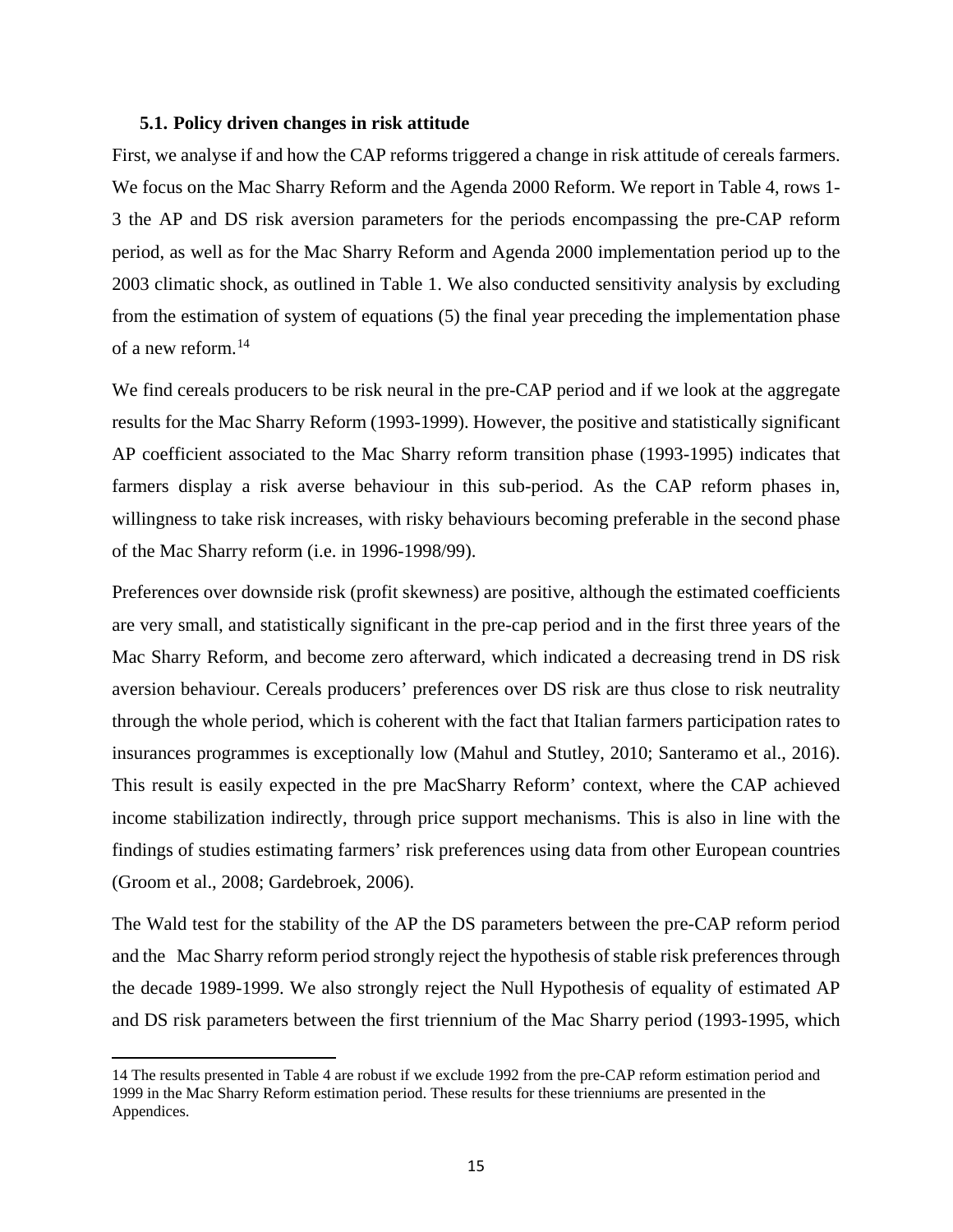### 5.1. Policy driven changes in risk attitude

First, we analyse if and how the CAP reforms triggered a change in risk attitude of cereals farmers. We focus on the Mac Sharry Reform and the Agenda 2000 Reform. We report in Table 4, rows 1-3 the AP and DS risk aversion parameters for the periods encompassing the pre-CAP reform period, as well as for the Mac Sharry Reform and Agenda 2000 implementation period up to the 2003 climatic shock, as outlined in Table 1. We also conducted sensitivity analysis by excluding from the estimation of system of equations (5) the final year preceding the implementation phase of a new reform.[14]

We find cereals producers to be risk neural in the pre-CAP period and if we look at the aggregate results for the Mac Sharry Reform (1993-1999). However, the positive and statistically significant AP coefficient associated to the Mac Sharry reform transition phase (1993-1995) indicates that farmers display a risk averse behaviour in this sub-period. As the CAP reform phases in, willingness to take risk increases, with risky behaviours becoming preferable in the second phase of the Mac Sharry reform (i.e. in 1996-1998/99).

Preferences over downside risk (profit skewness) are positive, although the estimated coefficients are very small, and statistically significant in the pre-cap period and in the first three years of the Mac Sharry Reform, and become zero afterward, which indicated a decreasing trend in DS risk aversion behaviour. Cereals producers' preferences over DS risk are thus close to risk neutrality through the whole period, which is coherent with the fact that Italian farmers participation rates to insurances programmes is exceptionally low (Mahul and Stutley, 2010; Santeramo et al., 2016). This result is easily expected in the pre MacSharry Reform' context, where the CAP achieved income stabilization indirectly, through price support mechanisms. This is also in line with the findings of studies estimating farmers' risk preferences using data from other European countries (Groom et al., 2008; Gardebroek, 2006).

The Wald test for the stability of the AP the DS parameters between the pre-CAP reform period and the Mac Sharry reform period strongly reject the hypothesis of stable risk preferences through the decade 1989-1999. We also strongly reject the Null Hypothesis of equality of estimated AP and DS risk parameters between the first triennium of the Mac Sharry period (1993-1995, which

---

14 The results presented in Table 4 are robust if we exclude 1992 from the pre-CAP reform estimation period and 1999 in the Mac Sharry Reform estimation period. These results for these trienniums are presented in the Appendices.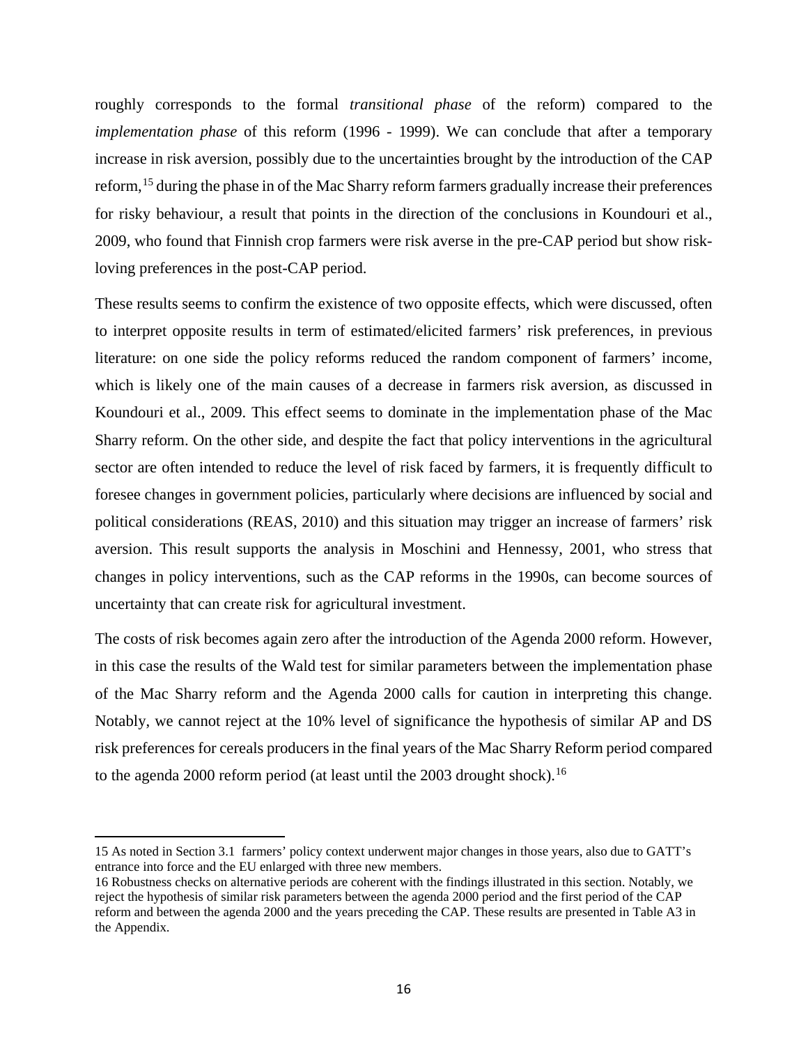roughly corresponds to the formal *transitional phase* of the reform) compared to the *implementation phase* of this reform (1996 - 1999). We can conclude that after a temporary increase in risk aversion, possibly due to the uncertainties brought by the introduction of the CAP reform,[15] during the phase in of the Mac Sharry reform farmers gradually increase their preferences for risky behaviour, a result that points in the direction of the conclusions in Koundouri et al., 2009, who found that Finnish crop farmers were risk averse in the pre-CAP period but show risk-loving preferences in the post-CAP period.

These results seems to confirm the existence of two opposite effects, which were discussed, often to interpret opposite results in term of estimated/elicited farmers' risk preferences, in previous literature: on one side the policy reforms reduced the random component of farmers' income, which is likely one of the main causes of a decrease in farmers risk aversion, as discussed in Koundouri et al., 2009. This effect seems to dominate in the implementation phase of the Mac Sharry reform. On the other side, and despite the fact that policy interventions in the agricultural sector are often intended to reduce the level of risk faced by farmers, it is frequently difficult to foresee changes in government policies, particularly where decisions are influenced by social and political considerations (REAS, 2010) and this situation may trigger an increase of farmers' risk aversion. This result supports the analysis in Moschini and Hennessy, 2001, who stress that changes in policy interventions, such as the CAP reforms in the 1990s, can become sources of uncertainty that can create risk for agricultural investment.

The costs of risk becomes again zero after the introduction of the Agenda 2000 reform. However, in this case the results of the Wald test for similar parameters between the implementation phase of the Mac Sharry reform and the Agenda 2000 calls for caution in interpreting this change. Notably, we cannot reject at the 10% level of significance the hypothesis of similar AP and DS risk preferences for cereals producers in the final years of the Mac Sharry Reform period compared to the agenda 2000 reform period (at least until the 2003 drought shock).[16]

---

15 As noted in Section 3.1 farmers' policy context underwent major changes in those years, also due to GATT's entrance into force and the EU enlarged with three new members.

16 Robustness checks on alternative periods are coherent with the findings illustrated in this section. Notably, we reject the hypothesis of similar risk parameters between the agenda 2000 period and the first period of the CAP reform and between the agenda 2000 and the years preceding the CAP. These results are presented in Table A3 in the Appendix.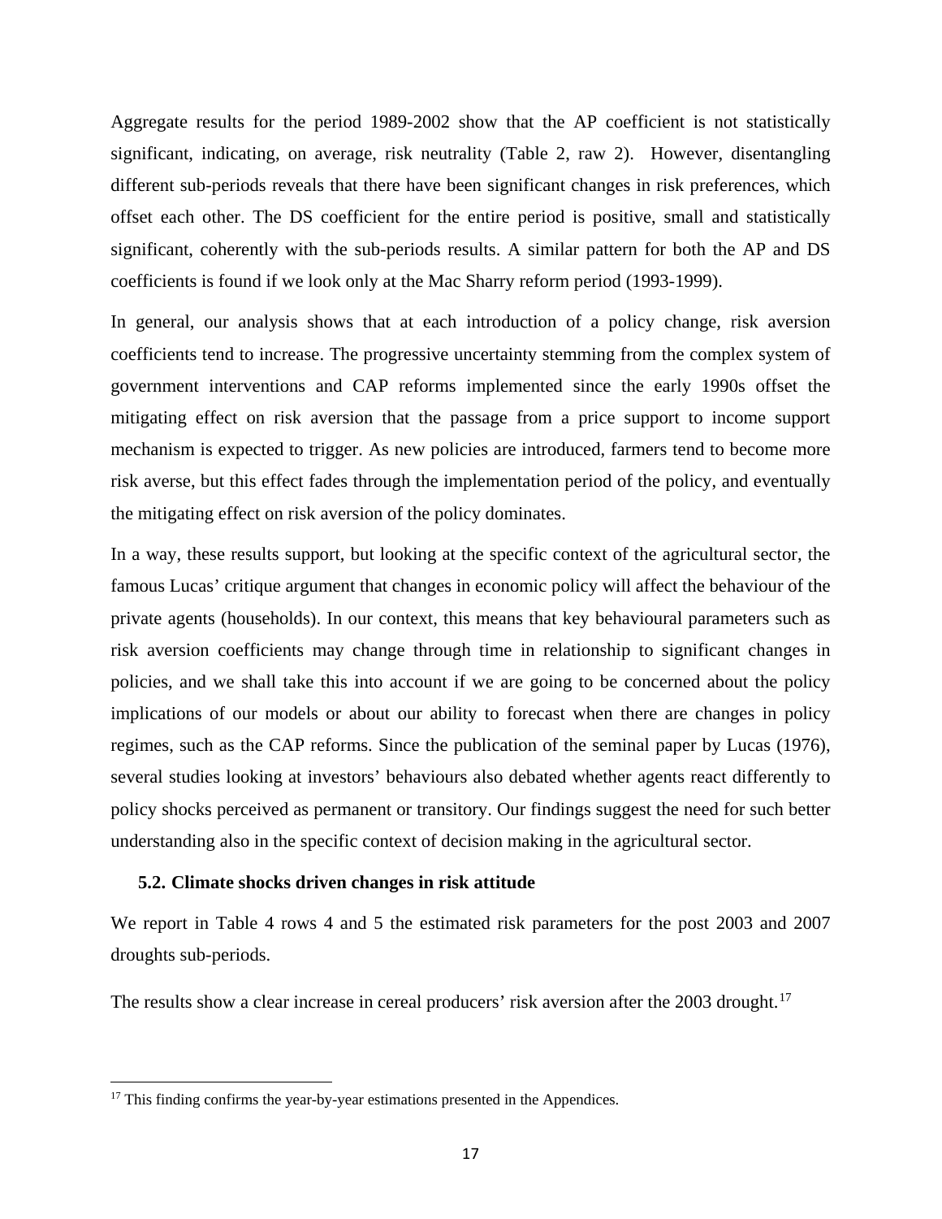Aggregate results for the period 1989-2002 show that the AP coefficient is not statistically significant, indicating, on average, risk neutrality (Table 2, raw 2). However, disentangling different sub-periods reveals that there have been significant changes in risk preferences, which offset each other. The DS coefficient for the entire period is positive, small and statistically significant, coherently with the sub-periods results. A similar pattern for both the AP and DS coefficients is found if we look only at the Mac Sharry reform period (1993-1999).

In general, our analysis shows that at each introduction of a policy change, risk aversion coefficients tend to increase. The progressive uncertainty stemming from the complex system of government interventions and CAP reforms implemented since the early 1990s offset the mitigating effect on risk aversion that the passage from a price support to income support mechanism is expected to trigger. As new policies are introduced, farmers tend to become more risk averse, but this effect fades through the implementation period of the policy, and eventually the mitigating effect on risk aversion of the policy dominates.

In a way, these results support, but looking at the specific context of the agricultural sector, the famous Lucas' critique argument that changes in economic policy will affect the behaviour of the private agents (households). In our context, this means that key behavioural parameters such as risk aversion coefficients may change through time in relationship to significant changes in policies, and we shall take this into account if we are going to be concerned about the policy implications of our models or about our ability to forecast when there are changes in policy regimes, such as the CAP reforms. Since the publication of the seminal paper by Lucas (1976), several studies looking at investors' behaviours also debated whether agents react differently to policy shocks perceived as permanent or transitory. Our findings suggest the need for such better understanding also in the specific context of decision making in the agricultural sector.

### 5.2. Climate shocks driven changes in risk attitude

We report in Table 4 rows 4 and 5 the estimated risk parameters for the post 2003 and 2007 droughts sub-periods.

The results show a clear increase in cereal producers' risk aversion after the 2003 drought.[17]

[17] This finding confirms the year-by-year estimations presented in the Appendices.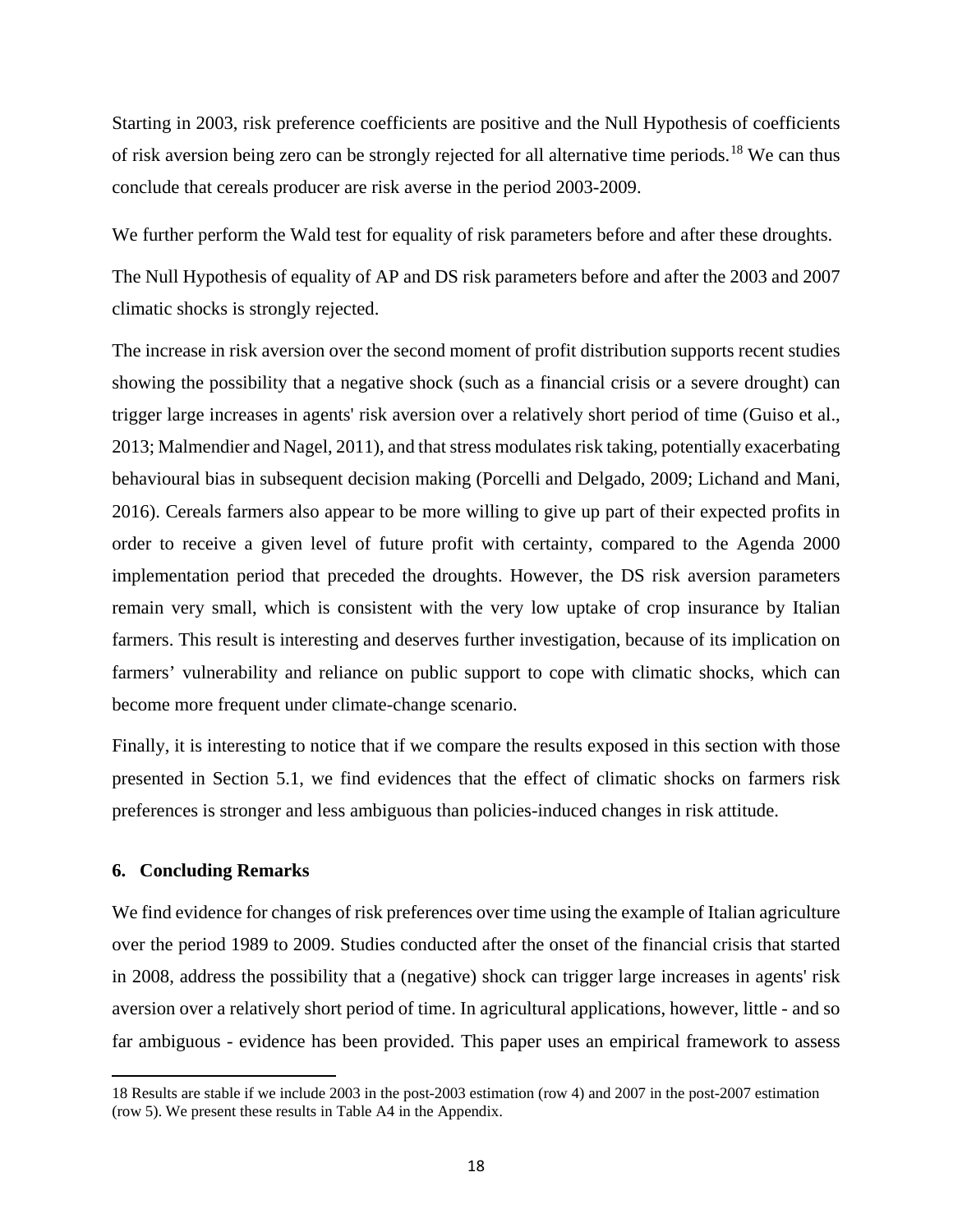Starting in 2003, risk preference coefficients are positive and the Null Hypothesis of coefficients of risk aversion being zero can be strongly rejected for all alternative time periods.[18] We can thus conclude that cereals producer are risk averse in the period 2003-2009.

We further perform the Wald test for equality of risk parameters before and after these droughts.

The Null Hypothesis of equality of AP and DS risk parameters before and after the 2003 and 2007 climatic shocks is strongly rejected.

The increase in risk aversion over the second moment of profit distribution supports recent studies showing the possibility that a negative shock (such as a financial crisis or a severe drought) can trigger large increases in agents' risk aversion over a relatively short period of time (Guiso et al., 2013; Malmendier and Nagel, 2011), and that stress modulates risk taking, potentially exacerbating behavioural bias in subsequent decision making (Porcelli and Delgado, 2009; Lichand and Mani, 2016). Cereals farmers also appear to be more willing to give up part of their expected profits in order to receive a given level of future profit with certainty, compared to the Agenda 2000 implementation period that preceded the droughts. However, the DS risk aversion parameters remain very small, which is consistent with the very low uptake of crop insurance by Italian farmers. This result is interesting and deserves further investigation, because of its implication on farmers' vulnerability and reliance on public support to cope with climatic shocks, which can become more frequent under climate-change scenario.

Finally, it is interesting to notice that if we compare the results exposed in this section with those presented in Section 5.1, we find evidences that the effect of climatic shocks on farmers risk preferences is stronger and less ambiguous than policies-induced changes in risk attitude.

## 6. Concluding Remarks

We find evidence for changes of risk preferences over time using the example of Italian agriculture over the period 1989 to 2009. Studies conducted after the onset of the financial crisis that started in 2008, address the possibility that a (negative) shock can trigger large increases in agents' risk aversion over a relatively short period of time. In agricultural applications, however, little - and so far ambiguous - evidence has been provided. This paper uses an empirical framework to assess

---

18 Results are stable if we include 2003 in the post-2003 estimation (row 4) and 2007 in the post-2007 estimation (row 5). We present these results in Table A4 in the Appendix.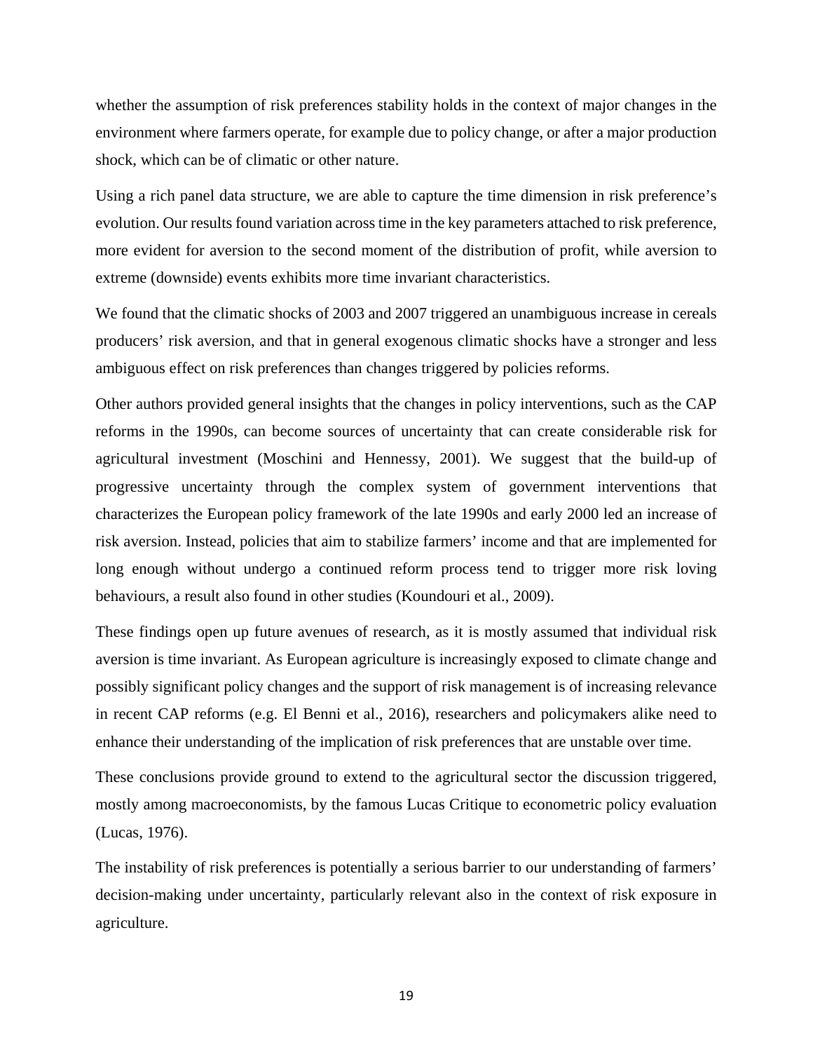whether the assumption of risk preferences stability holds in the context of major changes in the environment where farmers operate, for example due to policy change, or after a major production shock, which can be of climatic or other nature.

Using a rich panel data structure, we are able to capture the time dimension in risk preference's evolution. Our results found variation across time in the key parameters attached to risk preference, more evident for aversion to the second moment of the distribution of profit, while aversion to extreme (downside) events exhibits more time invariant characteristics.

We found that the climatic shocks of 2003 and 2007 triggered an unambiguous increase in cereals producers' risk aversion, and that in general exogenous climatic shocks have a stronger and less ambiguous effect on risk preferences than changes triggered by policies reforms.

Other authors provided general insights that the changes in policy interventions, such as the CAP reforms in the 1990s, can become sources of uncertainty that can create considerable risk for agricultural investment (Moschini and Hennessy, 2001). We suggest that the build-up of progressive uncertainty through the complex system of government interventions that characterizes the European policy framework of the late 1990s and early 2000 led an increase of risk aversion. Instead, policies that aim to stabilize farmers' income and that are implemented for long enough without undergo a continued reform process tend to trigger more risk loving behaviours, a result also found in other studies (Koundouri et al., 2009).

These findings open up future avenues of research, as it is mostly assumed that individual risk aversion is time invariant. As European agriculture is increasingly exposed to climate change and possibly significant policy changes and the support of risk management is of increasing relevance in recent CAP reforms (e.g. El Benni et al., 2016), researchers and policymakers alike need to enhance their understanding of the implication of risk preferences that are unstable over time.

These conclusions provide ground to extend to the agricultural sector the discussion triggered, mostly among macroeconomists, by the famous Lucas Critique to econometric policy evaluation (Lucas, 1976).

The instability of risk preferences is potentially a serious barrier to our understanding of farmers' decision-making under uncertainty, particularly relevant also in the context of risk exposure in agriculture.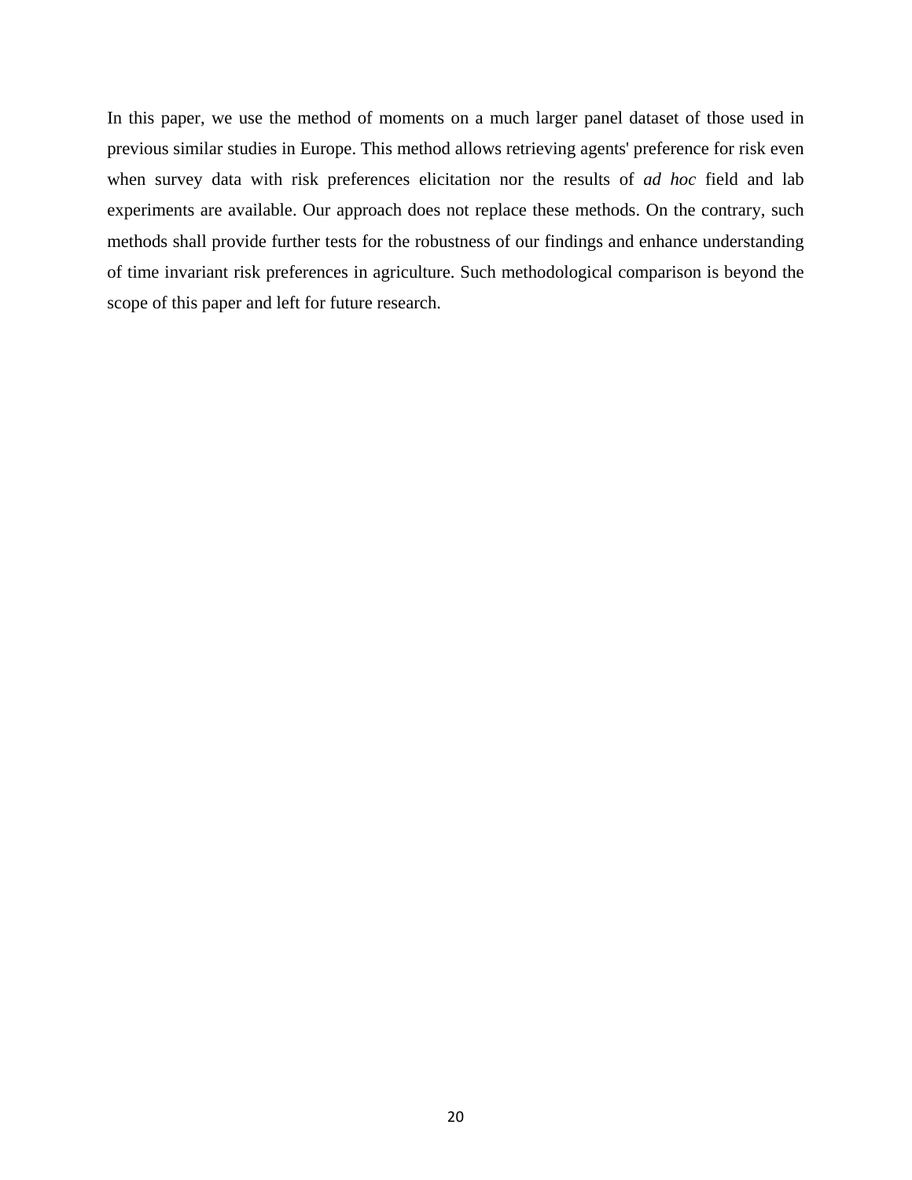In this paper, we use the method of moments on a much larger panel dataset of those used in previous similar studies in Europe. This method allows retrieving agents' preference for risk even when survey data with risk preferences elicitation nor the results of *ad hoc* field and lab experiments are available. Our approach does not replace these methods. On the contrary, such methods shall provide further tests for the robustness of our findings and enhance understanding of time invariant risk preferences in agriculture. Such methodological comparison is beyond the scope of this paper and left for future research.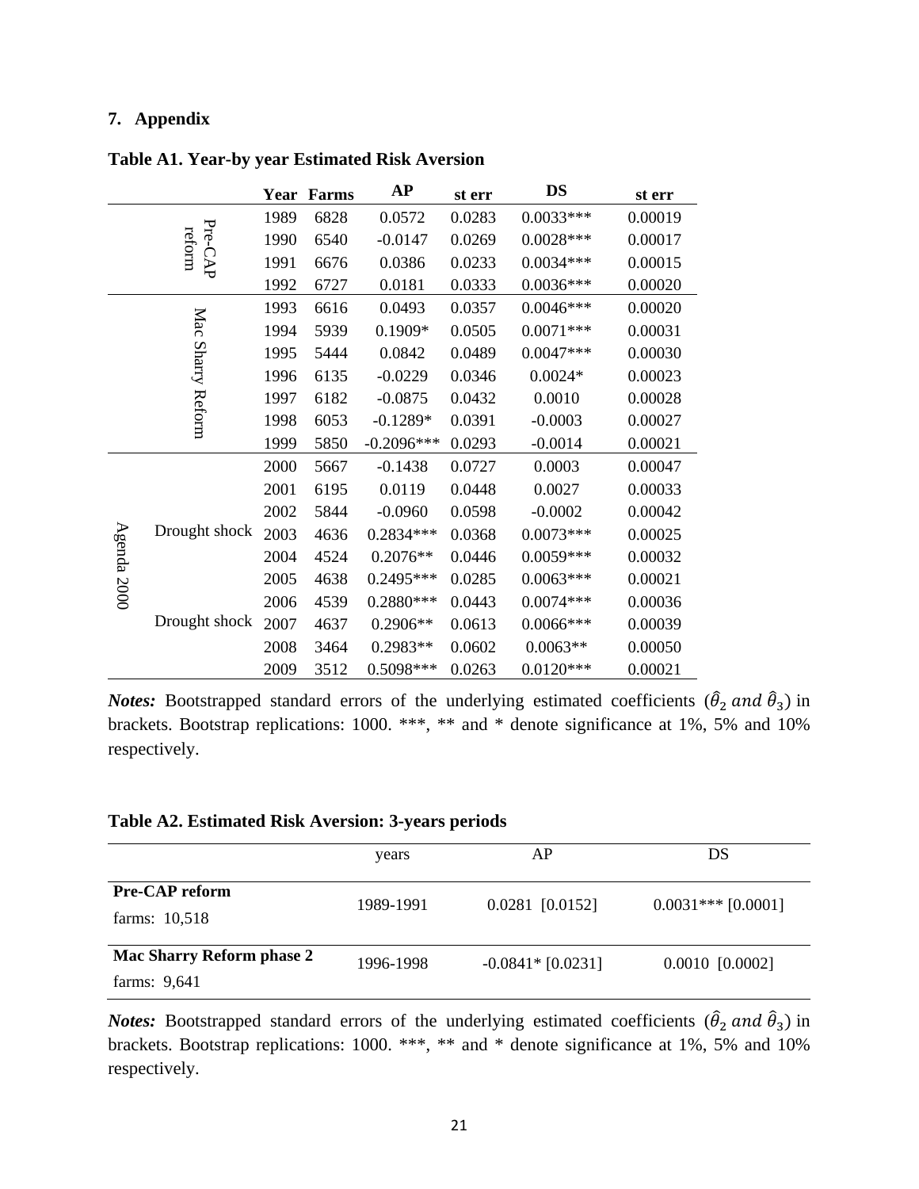## 7. Appendix

**Table A1. Year-by year Estimated Risk Aversion**

| | | Year | Farms | AP | st err | DS | st err |
|---|---|---|---|---|---|---|---|
| Pre-CAP reform | | 1989 | 6828 | 0.0572 | 0.0283 | 0.0033*** | 0.00019 |
| | | 1990 | 6540 | -0.0147 | 0.0269 | 0.0028*** | 0.00017 |
| | | 1991 | 6676 | 0.0386 | 0.0233 | 0.0034*** | 0.00015 |
| | | 1992 | 6727 | 0.0181 | 0.0333 | 0.0036*** | 0.00020 |
| Mac Sharry Reform | | 1993 | 6616 | 0.0493 | 0.0357 | 0.0046*** | 0.00020 |
| | | 1994 | 5939 | 0.1909* | 0.0505 | 0.0071*** | 0.00031 |
| | | 1995 | 5444 | 0.0842 | 0.0489 | 0.0047*** | 0.00030 |
| | | 1996 | 6135 | -0.0229 | 0.0346 | 0.0024* | 0.00023 |
| | | 1997 | 6182 | -0.0875 | 0.0432 | 0.0010 | 0.00028 |
| | | 1998 | 6053 | -0.1289* | 0.0391 | -0.0003 | 0.00027 |
| | | 1999 | 5850 | -0.2096*** | 0.0293 | -0.0014 | 0.00021 |
| Agenda 2000 | | 2000 | 5667 | -0.1438 | 0.0727 | 0.0003 | 0.00047 |
| | | 2001 | 6195 | 0.0119 | 0.0448 | 0.0027 | 0.00033 |
| | | 2002 | 5844 | -0.0960 | 0.0598 | -0.0002 | 0.00042 |
| | Drought shock | 2003 | 4636 | 0.2834*** | 0.0368 | 0.0073*** | 0.00025 |
| | | 2004 | 4524 | 0.2076** | 0.0446 | 0.0059*** | 0.00032 |
| | | 2005 | 4638 | 0.2495*** | 0.0285 | 0.0063*** | 0.00021 |
| | | 2006 | 4539 | 0.2880*** | 0.0443 | 0.0074*** | 0.00036 |
| | Drought shock | 2007 | 4637 | 0.2906** | 0.0613 | 0.0066*** | 0.00039 |
| | | 2008 | 3464 | 0.2983** | 0.0602 | 0.0063** | 0.00050 |
| | | 2009 | 3512 | 0.5098*** | 0.0263 | 0.0120*** | 0.00021 |

***Notes:*** Bootstrapped standard errors of the underlying estimated coefficients ($\hat{\theta}_2$ $and$ $\hat{\theta}_3$) in brackets. Bootstrap replications: 1000. ***, ** and * denote significance at 1%, 5% and 10% respectively.

**Table A2. Estimated Risk Aversion: 3-years periods**

| | years | AP | DS |
|---|---|---|---|
| **Pre-CAP reform** farms: 10,518 | 1989-1991 | 0.0281 [0.0152] | 0.0031*** [0.0001] |
| **Mac Sharry Reform phase 2** farms: 9,641 | 1996-1998 | -0.0841* [0.0231] | 0.0010 [0.0002] |

***Notes:*** Bootstrapped standard errors of the underlying estimated coefficients ($\hat{\theta}_2$ $and$ $\hat{\theta}_3$) in brackets. Bootstrap replications: 1000. ***, ** and * denote significance at 1%, 5% and 10% respectively.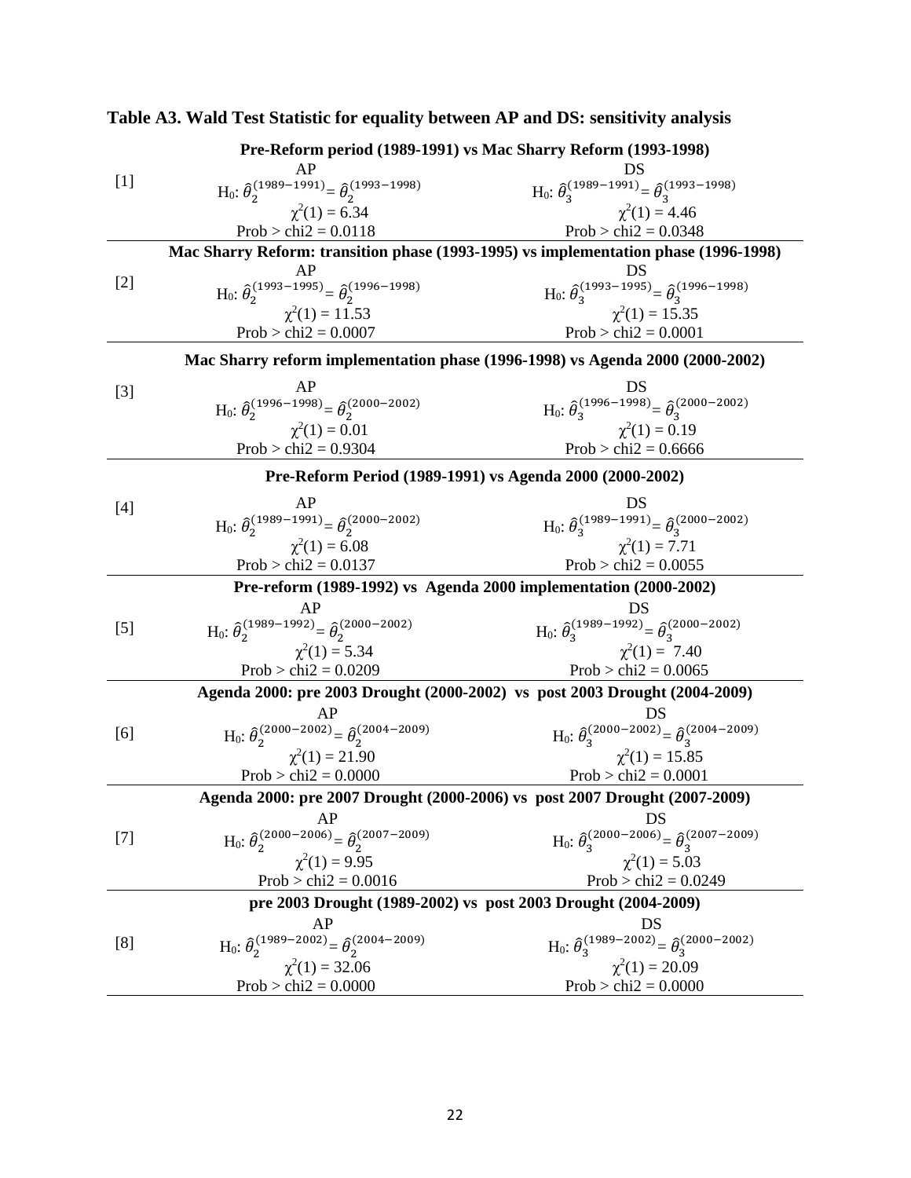**Table A3. Wald Test Statistic for equality between AP and DS: sensitivity analysis**

| | AP | DS |
|---|---|---|
| | **Pre-Reform period (1989-1991) vs Mac Sharry Reform (1993-1998)** | |
| [1] | H$_0$: $\hat{\theta}_2^{(1989-1991)} = \hat{\theta}_2^{(1993-1998)}$<br>$\chi^2(1) = 6.34$<br>Prob > chi2 = 0.0118 | H$_0$: $\hat{\theta}_3^{(1989-1991)} = \hat{\theta}_3^{(1993-1998)}$<br>$\chi^2(1) = 4.46$<br>Prob > chi2 = 0.0348 |
| | **Mac Sharry Reform: transition phase (1993-1995) vs implementation phase (1996-1998)** | |
| [2] | H$_0$: $\hat{\theta}_2^{(1993-1995)} = \hat{\theta}_2^{(1996-1998)}$<br>$\chi^2(1) = 11.53$<br>Prob > chi2 = 0.0007 | H$_0$: $\hat{\theta}_3^{(1993-1995)} = \hat{\theta}_3^{(1996-1998)}$<br>$\chi^2(1) = 15.35$<br>Prob > chi2 = 0.0001 |
| | **Mac Sharry reform implementation phase (1996-1998) vs Agenda 2000 (2000-2002)** | |
| [3] | H$_0$: $\hat{\theta}_2^{(1996-1998)} = \hat{\theta}_2^{(2000-2002)}$<br>$\chi^2(1) = 0.01$<br>Prob > chi2 = 0.9304 | H$_0$: $\hat{\theta}_3^{(1996-1998)} = \hat{\theta}_3^{(2000-2002)}$<br>$\chi^2(1) = 0.19$<br>Prob > chi2 = 0.6666 |
| | **Pre-Reform Period (1989-1991) vs Agenda 2000 (2000-2002)** | |
| [4] | H$_0$: $\hat{\theta}_2^{(1989-1991)} = \hat{\theta}_2^{(2000-2002)}$<br>$\chi^2(1) = 6.08$<br>Prob > chi2 = 0.0137 | H$_0$: $\hat{\theta}_3^{(1989-1991)} = \hat{\theta}_3^{(2000-2002)}$<br>$\chi^2(1) = 7.71$<br>Prob > chi2 = 0.0055 |
| | **Pre-reform (1989-1992) vs Agenda 2000 implementation (2000-2002)** | |
| [5] | H$_0$: $\hat{\theta}_2^{(1989-1992)} = \hat{\theta}_2^{(2000-2002)}$<br>$\chi^2(1) = 5.34$<br>Prob > chi2 = 0.0209 | H$_0$: $\hat{\theta}_3^{(1989-1992)} = \hat{\theta}_3^{(2000-2002)}$<br>$\chi^2(1) = 7.40$<br>Prob > chi2 = 0.0065 |
| | **Agenda 2000: pre 2003 Drought (2000-2002) vs post 2003 Drought (2004-2009)** | |
| [6] | H$_0$: $\hat{\theta}_2^{(2000-2002)} = \hat{\theta}_2^{(2004-2009)}$<br>$\chi^2(1) = 21.90$<br>Prob > chi2 = 0.0000 | H$_0$: $\hat{\theta}_3^{(2000-2002)} = \hat{\theta}_3^{(2004-2009)}$<br>$\chi^2(1) = 15.85$<br>Prob > chi2 = 0.0001 |
| | **Agenda 2000: pre 2007 Drought (2000-2006) vs post 2007 Drought (2007-2009)** | |
| [7] | H$_0$: $\hat{\theta}_2^{(2000-2006)} = \hat{\theta}_2^{(2007-2009)}$<br>$\chi^2(1) = 9.95$<br>Prob > chi2 = 0.0016 | H$_0$: $\hat{\theta}_3^{(2000-2006)} = \hat{\theta}_3^{(2007-2009)}$<br>$\chi^2(1) = 5.03$<br>Prob > chi2 = 0.0249 |
| | **pre 2003 Drought (1989-2002) vs post 2003 Drought (2004-2009)** | |
| [8] | H$_0$: $\hat{\theta}_2^{(1989-2002)} = \hat{\theta}_2^{(2004-2009)}$<br>$\chi^2(1) = 32.06$<br>Prob > chi2 = 0.0000 | H$_0$: $\hat{\theta}_3^{(1989-2002)} = \hat{\theta}_3^{(2000-2002)}$<br>$\chi^2(1) = 20.09$<br>Prob > chi2 = 0.0000 |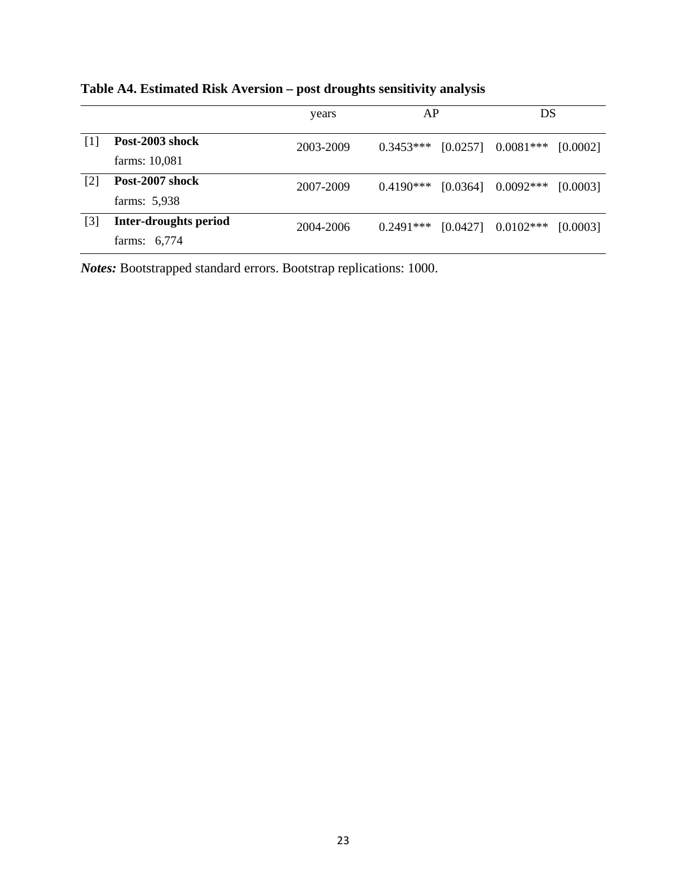**Table A4. Estimated Risk Aversion – post droughts sensitivity analysis**

| | | years | AP | | DS | |
|---|---|---|---|---|---|---|
| [1] | **Post-2003 shock**<br>farms: 10,081 | 2003-2009 | 0.3453*** | [0.0257] | 0.0081*** | [0.0002] |
| [2] | **Post-2007 shock**<br>farms: 5,938 | 2007-2009 | 0.4190*** | [0.0364] | 0.0092*** | [0.0003] |
| [3] | **Inter-droughts period**<br>farms: 6,774 | 2004-2006 | 0.2491*** | [0.0427] | 0.0102*** | [0.0003] |

***Notes:*** Bootstrapped standard errors. Bootstrap replications: 1000.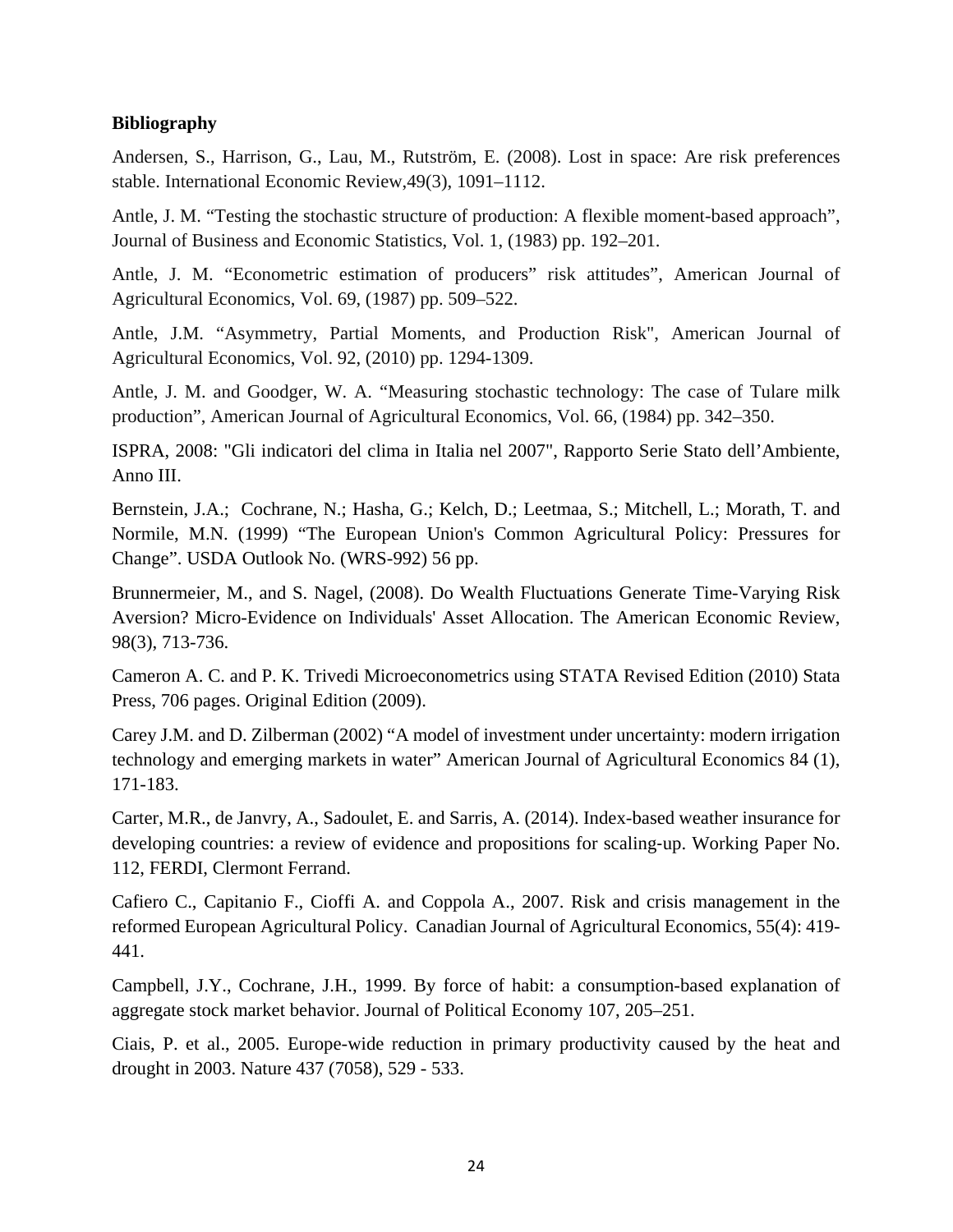**Bibliography**

Andersen, S., Harrison, G., Lau, M., Rutström, E. (2008). Lost in space: Are risk preferences stable. International Economic Review,49(3), 1091–1112.

Antle, J. M. "Testing the stochastic structure of production: A flexible moment-based approach", Journal of Business and Economic Statistics, Vol. 1, (1983) pp. 192–201.

Antle, J. M. "Econometric estimation of producers" risk attitudes", American Journal of Agricultural Economics, Vol. 69, (1987) pp. 509–522.

Antle, J.M. "Asymmetry, Partial Moments, and Production Risk", American Journal of Agricultural Economics, Vol. 92, (2010) pp. 1294-1309.

Antle, J. M. and Goodger, W. A. "Measuring stochastic technology: The case of Tulare milk production", American Journal of Agricultural Economics, Vol. 66, (1984) pp. 342–350.

ISPRA, 2008: "Gli indicatori del clima in Italia nel 2007", Rapporto Serie Stato dell'Ambiente, Anno III.

Bernstein, J.A.; Cochrane, N.; Hasha, G.; Kelch, D.; Leetmaa, S.; Mitchell, L.; Morath, T. and Normile, M.N. (1999) "The European Union's Common Agricultural Policy: Pressures for Change". USDA Outlook No. (WRS-992) 56 pp.

Brunnermeier, M., and S. Nagel, (2008). Do Wealth Fluctuations Generate Time-Varying Risk Aversion? Micro-Evidence on Individuals' Asset Allocation. The American Economic Review, 98(3), 713-736.

Cameron A. C. and P. K. Trivedi Microeconometrics using STATA Revised Edition (2010) Stata Press, 706 pages. Original Edition (2009).

Carey J.M. and D. Zilberman (2002) "A model of investment under uncertainty: modern irrigation technology and emerging markets in water" American Journal of Agricultural Economics 84 (1), 171-183.

Carter, M.R., de Janvry, A., Sadoulet, E. and Sarris, A. (2014). Index-based weather insurance for developing countries: a review of evidence and propositions for scaling-up. Working Paper No. 112, FERDI, Clermont Ferrand.

Cafiero C., Capitanio F., Cioffi A. and Coppola A., 2007. Risk and crisis management in the reformed European Agricultural Policy. Canadian Journal of Agricultural Economics, 55(4): 419-441.

Campbell, J.Y., Cochrane, J.H., 1999. By force of habit: a consumption-based explanation of aggregate stock market behavior. Journal of Political Economy 107, 205–251.

Ciais, P. et al., 2005. Europe-wide reduction in primary productivity caused by the heat and drought in 2003. Nature 437 (7058), 529 - 533.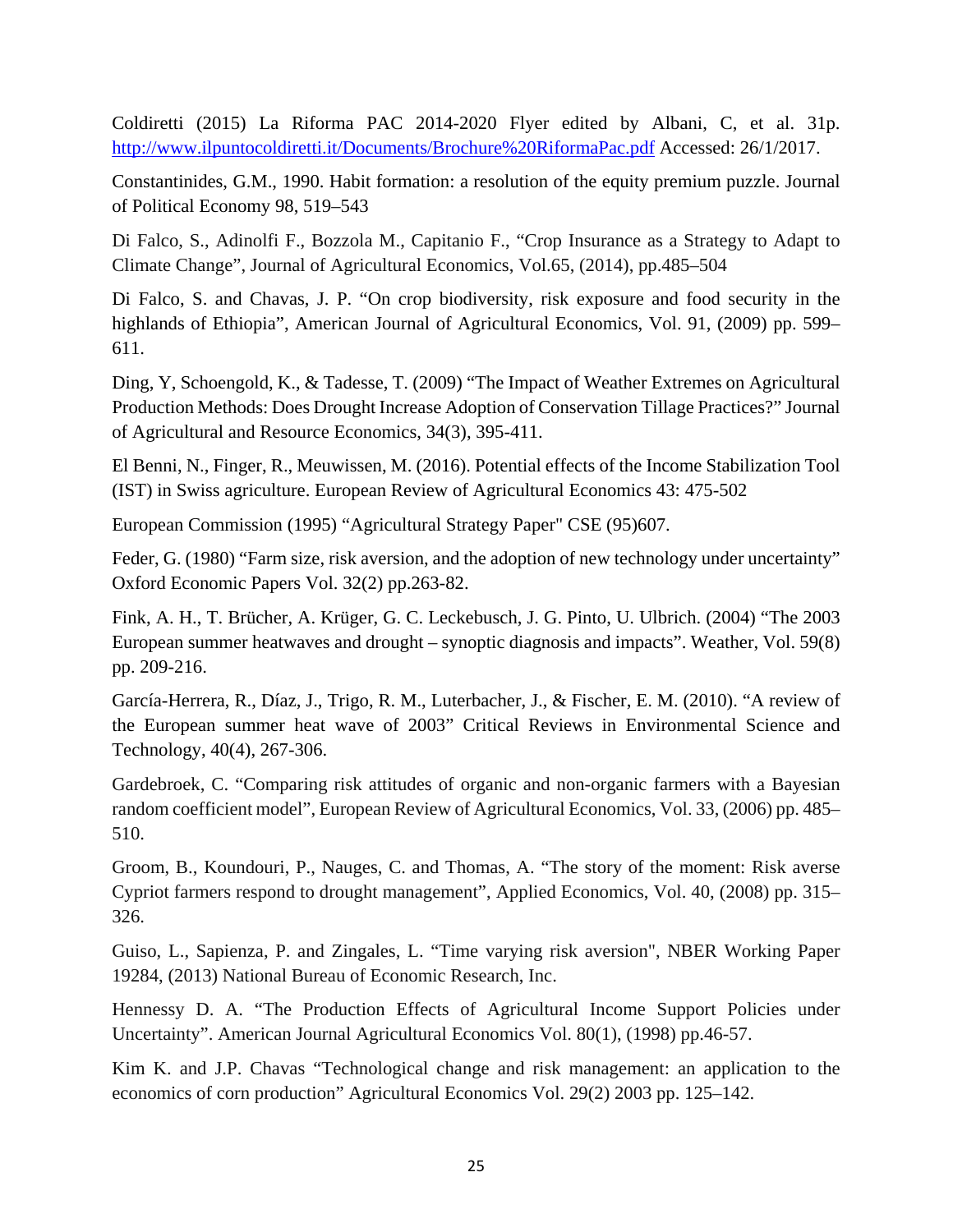Coldiretti (2015) La Riforma PAC 2014-2020 Flyer edited by Albani, C, et al. 31p. http://www.ilpuntocoldiretti.it/Documents/Brochure%20RiformaPac.pdf Accessed: 26/1/2017.

Constantinides, G.M., 1990. Habit formation: a resolution of the equity premium puzzle. Journal of Political Economy 98, 519–543

Di Falco, S., Adinolfi F., Bozzola M., Capitanio F., "Crop Insurance as a Strategy to Adapt to Climate Change", Journal of Agricultural Economics, Vol.65, (2014), pp.485–504

Di Falco, S. and Chavas, J. P. "On crop biodiversity, risk exposure and food security in the highlands of Ethiopia", American Journal of Agricultural Economics, Vol. 91, (2009) pp. 599–611.

Ding, Y, Schoengold, K., & Tadesse, T. (2009) "The Impact of Weather Extremes on Agricultural Production Methods: Does Drought Increase Adoption of Conservation Tillage Practices?" Journal of Agricultural and Resource Economics, 34(3), 395-411.

El Benni, N., Finger, R., Meuwissen, M. (2016). Potential effects of the Income Stabilization Tool (IST) in Swiss agriculture. European Review of Agricultural Economics 43: 475-502

European Commission (1995) "Agricultural Strategy Paper" CSE (95)607.

Feder, G. (1980) "Farm size, risk aversion, and the adoption of new technology under uncertainty" Oxford Economic Papers Vol. 32(2) pp.263-82.

Fink, A. H., T. Brücher, A. Krüger, G. C. Leckebusch, J. G. Pinto, U. Ulbrich. (2004) "The 2003 European summer heatwaves and drought – synoptic diagnosis and impacts". Weather, Vol. 59(8) pp. 209-216.

García-Herrera, R., Díaz, J., Trigo, R. M., Luterbacher, J., & Fischer, E. M. (2010). "A review of the European summer heat wave of 2003" Critical Reviews in Environmental Science and Technology, 40(4), 267-306.

Gardebroek, C. "Comparing risk attitudes of organic and non-organic farmers with a Bayesian random coefficient model", European Review of Agricultural Economics, Vol. 33, (2006) pp. 485–510.

Groom, B., Koundouri, P., Nauges, C. and Thomas, A. "The story of the moment: Risk averse Cypriot farmers respond to drought management", Applied Economics, Vol. 40, (2008) pp. 315–326.

Guiso, L., Sapienza, P. and Zingales, L. "Time varying risk aversion", NBER Working Paper 19284, (2013) National Bureau of Economic Research, Inc.

Hennessy D. A. "The Production Effects of Agricultural Income Support Policies under Uncertainty". American Journal Agricultural Economics Vol. 80(1), (1998) pp.46-57.

Kim K. and J.P. Chavas "Technological change and risk management: an application to the economics of corn production" Agricultural Economics Vol. 29(2) 2003 pp. 125–142.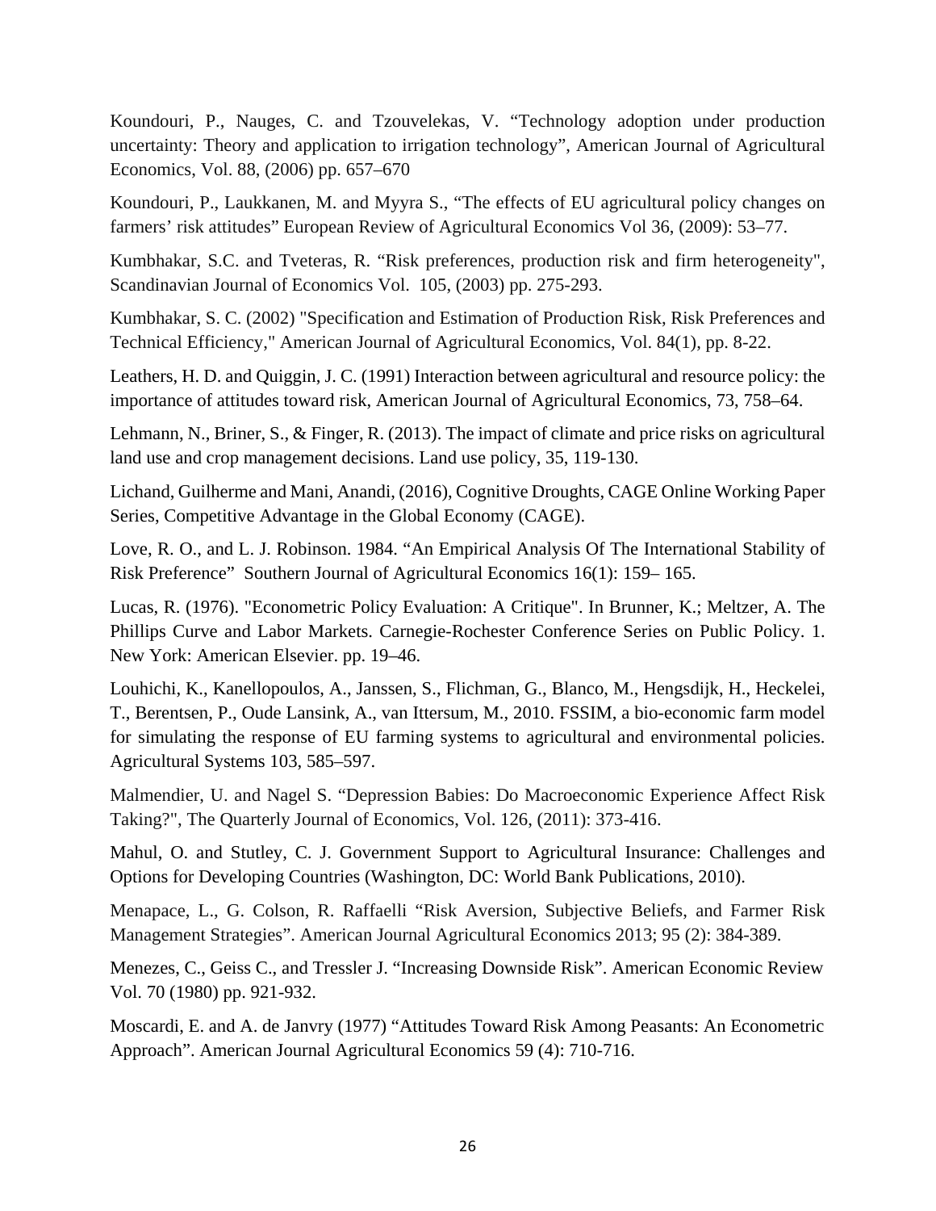Koundouri, P., Nauges, C. and Tzouvelekas, V. “Technology adoption under production uncertainty: Theory and application to irrigation technology”, American Journal of Agricultural Economics, Vol. 88, (2006) pp. 657–670

Koundouri, P., Laukkanen, M. and Myyra S., “The effects of EU agricultural policy changes on farmers’ risk attitudes” European Review of Agricultural Economics Vol 36, (2009): 53–77.

Kumbhakar, S.C. and Tveteras, R. “Risk preferences, production risk and firm heterogeneity", Scandinavian Journal of Economics Vol. 105, (2003) pp. 275-293.

Kumbhakar, S. C. (2002) "Specification and Estimation of Production Risk, Risk Preferences and Technical Efficiency," American Journal of Agricultural Economics, Vol. 84(1), pp. 8-22.

Leathers, H. D. and Quiggin, J. C. (1991) Interaction between agricultural and resource policy: the importance of attitudes toward risk, American Journal of Agricultural Economics, 73, 758–64.

Lehmann, N., Briner, S., & Finger, R. (2013). The impact of climate and price risks on agricultural land use and crop management decisions. Land use policy, 35, 119-130.

Lichand, Guilherme and Mani, Anandi, (2016), Cognitive Droughts, CAGE Online Working Paper Series, Competitive Advantage in the Global Economy (CAGE).

Love, R. O., and L. J. Robinson. 1984. “An Empirical Analysis Of The International Stability of Risk Preference” Southern Journal of Agricultural Economics 16(1): 159– 165.

Lucas, R. (1976). "Econometric Policy Evaluation: A Critique". In Brunner, K.; Meltzer, A. The Phillips Curve and Labor Markets. Carnegie-Rochester Conference Series on Public Policy. 1. New York: American Elsevier. pp. 19–46.

Louhichi, K., Kanellopoulos, A., Janssen, S., Flichman, G., Blanco, M., Hengsdijk, H., Heckelei, T., Berentsen, P., Oude Lansink, A., van Ittersum, M., 2010. FSSIM, a bio-economic farm model for simulating the response of EU farming systems to agricultural and environmental policies. Agricultural Systems 103, 585–597.

Malmendier, U. and Nagel S. “Depression Babies: Do Macroeconomic Experience Affect Risk Taking?", The Quarterly Journal of Economics, Vol. 126, (2011): 373-416.

Mahul, O. and Stutley, C. J. Government Support to Agricultural Insurance: Challenges and Options for Developing Countries (Washington, DC: World Bank Publications, 2010).

Menapace, L., G. Colson, R. Raffaelli “Risk Aversion, Subjective Beliefs, and Farmer Risk Management Strategies”. American Journal Agricultural Economics 2013; 95 (2): 384-389.

Menezes, C., Geiss C., and Tressler J. “Increasing Downside Risk”. American Economic Review Vol. 70 (1980) pp. 921-932.

Moscardi, E. and A. de Janvry (1977) “Attitudes Toward Risk Among Peasants: An Econometric Approach”. American Journal Agricultural Economics 59 (4): 710-716.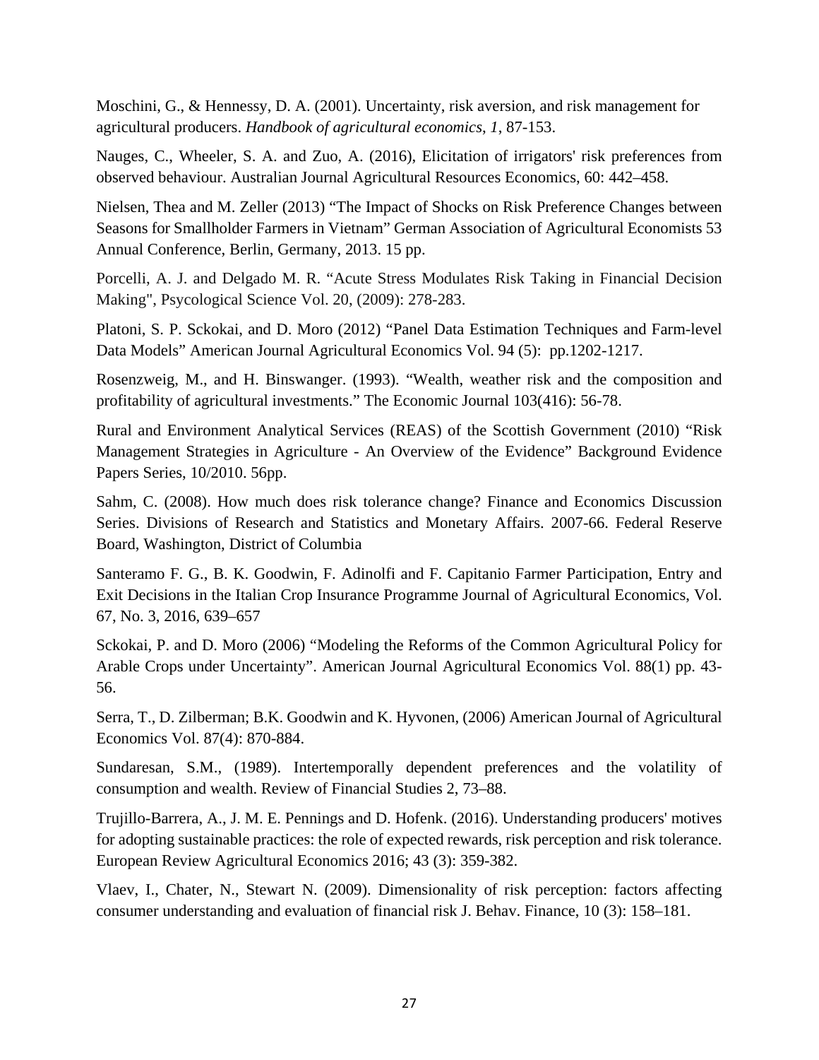Moschini, G., & Hennessy, D. A. (2001). Uncertainty, risk aversion, and risk management for agricultural producers. *Handbook of agricultural economics*, *1*, 87-153.

Nauges, C., Wheeler, S. A. and Zuo, A. (2016), Elicitation of irrigators' risk preferences from observed behaviour. Australian Journal Agricultural Resources Economics, 60: 442–458.

Nielsen, Thea and M. Zeller (2013) "The Impact of Shocks on Risk Preference Changes between Seasons for Smallholder Farmers in Vietnam" German Association of Agricultural Economists 53 Annual Conference, Berlin, Germany, 2013. 15 pp.

Porcelli, A. J. and Delgado M. R. "Acute Stress Modulates Risk Taking in Financial Decision Making", Psycological Science Vol. 20, (2009): 278-283.

Platoni, S. P. Sckokai, and D. Moro (2012) "Panel Data Estimation Techniques and Farm-level Data Models" American Journal Agricultural Economics Vol. 94 (5): pp.1202-1217.

Rosenzweig, M., and H. Binswanger. (1993). "Wealth, weather risk and the composition and profitability of agricultural investments." The Economic Journal 103(416): 56-78.

Rural and Environment Analytical Services (REAS) of the Scottish Government (2010) "Risk Management Strategies in Agriculture - An Overview of the Evidence" Background Evidence Papers Series, 10/2010. 56pp.

Sahm, C. (2008). How much does risk tolerance change? Finance and Economics Discussion Series. Divisions of Research and Statistics and Monetary Affairs. 2007-66. Federal Reserve Board, Washington, District of Columbia

Santeramo F. G., B. K. Goodwin, F. Adinolfi and F. Capitanio Farmer Participation, Entry and Exit Decisions in the Italian Crop Insurance Programme Journal of Agricultural Economics, Vol. 67, No. 3, 2016, 639–657

Sckokai, P. and D. Moro (2006) "Modeling the Reforms of the Common Agricultural Policy for Arable Crops under Uncertainty". American Journal Agricultural Economics Vol. 88(1) pp. 43-56.

Serra, T., D. Zilberman; B.K. Goodwin and K. Hyvonen, (2006) American Journal of Agricultural Economics Vol. 87(4): 870-884.

Sundaresan, S.M., (1989). Intertemporally dependent preferences and the volatility of consumption and wealth. Review of Financial Studies 2, 73–88.

Trujillo-Barrera, A., J. M. E. Pennings and D. Hofenk. (2016). Understanding producers' motives for adopting sustainable practices: the role of expected rewards, risk perception and risk tolerance. European Review Agricultural Economics 2016; 43 (3): 359-382.

Vlaev, I., Chater, N., Stewart N. (2009). Dimensionality of risk perception: factors affecting consumer understanding and evaluation of financial risk J. Behav. Finance, 10 (3): 158–181.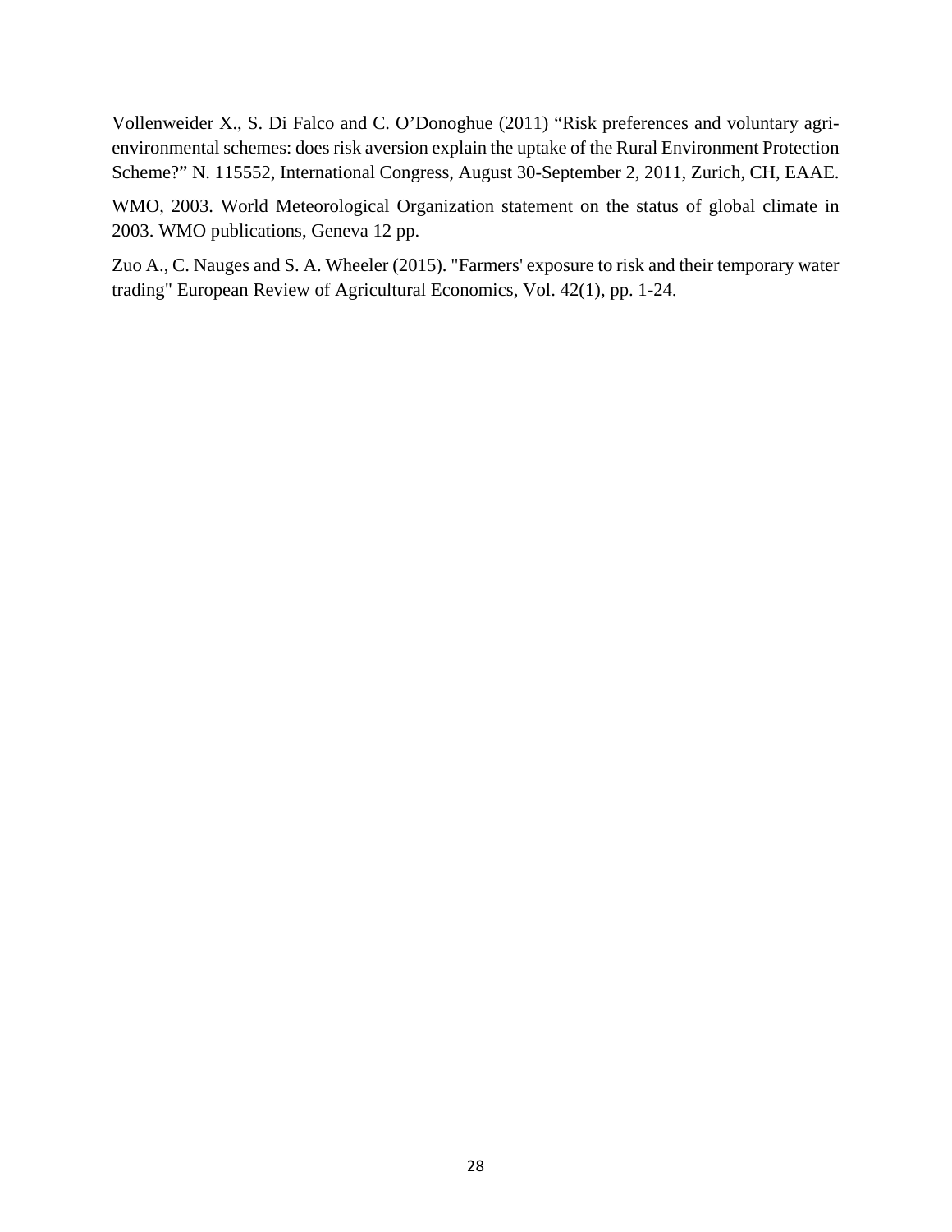Vollenweider X., S. Di Falco and C. O'Donoghue (2011) "Risk preferences and voluntary agri-environmental schemes: does risk aversion explain the uptake of the Rural Environment Protection Scheme?" N. 115552, International Congress, August 30-September 2, 2011, Zurich, CH, EAAE.

WMO, 2003. World Meteorological Organization statement on the status of global climate in 2003. WMO publications, Geneva 12 pp.

Zuo A., C. Nauges and S. A. Wheeler (2015). "Farmers' exposure to risk and their temporary water trading" European Review of Agricultural Economics, Vol. 42(1), pp. 1-24.